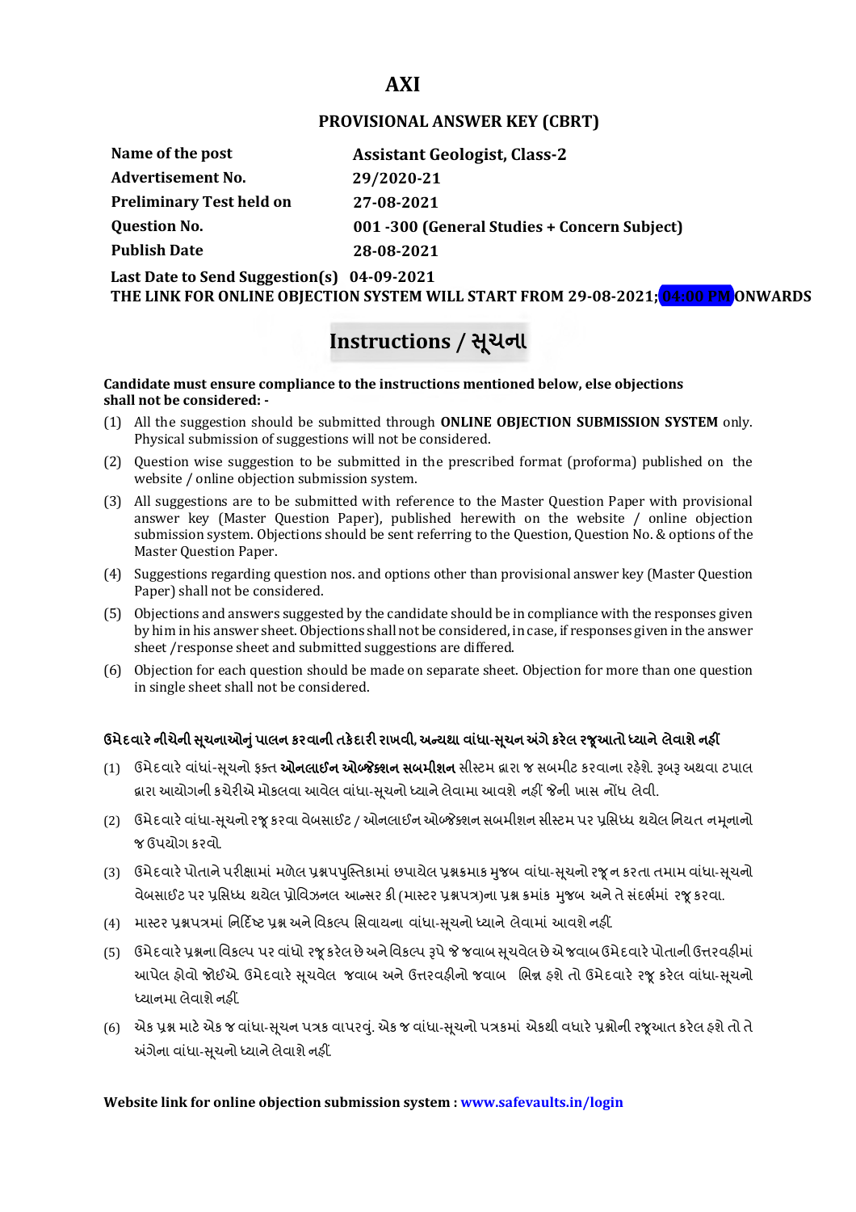# AXI

## PROVISIONAL ANSWER KEY (CBRT)

| | |
|---|---|
| **Name of the post** | **Assistant Geologist, Class-2** |
| **Advertisement No.** | **29/2020-21** |
| **Preliminary Test held on** | **27-08-2021** |
| **Question No.** | **001 -300 (General Studies + Concern Subject)** |
| **Publish Date** | **28-08-2021** |

**Last Date to Send Suggestion(s) 04-09-2021**

**THE LINK FOR ONLINE OBJECTION SYSTEM WILL START FROM 29-08-2021; 04:00 PM ONWARDS**

## Instructions / સૂચના

**Candidate must ensure compliance to the instructions mentioned below, else objections shall not be considered: -**

(1) All the suggestion should be submitted through **ONLINE OBJECTION SUBMISSION SYSTEM** only. Physical submission of suggestions will not be considered.

(2) Question wise suggestion to be submitted in the prescribed format (proforma) published on the website / online objection submission system.

(3) All suggestions are to be submitted with reference to the Master Question Paper with provisional answer key (Master Question Paper), published herewith on the website / online objection submission system. Objections should be sent referring to the Question, Question No. & options of the Master Question Paper.

(4) Suggestions regarding question nos. and options other than provisional answer key (Master Question Paper) shall not be considered.

(5) Objections and answers suggested by the candidate should be in compliance with the responses given by him in his answer sheet. Objections shall not be considered, in case, if responses given in the answer sheet /response sheet and submitted suggestions are differed.

(6) Objection for each question should be made on separate sheet. Objection for more than one question in single sheet shall not be considered.

**ઉમેદવારે નીચેની સૂચનાઓનું પાલન કરવાની તકેદારી રાખવી, અન્યથા વાંધા-સૂચન અંગે કરેલ રજૂઆતો ધ્યાને લેવાશે નહીં**

(1) ઉમેદવારે વાંધાં-સૂચનો ફક્ત **ઓનલાઈન ઓબ્જેક્શન સબમીશન** સીસ્ટમ દ્વારા જ સબમીટ કરવાના રહેશે. રૂબરૂ અથવા ટપાલ દ્વારા આયોગની કચેરીએ મોકલવા આવેલ વાંધા-સૂચનો ધ્યાને લેવામા આવશે નહીં જેની ખાસ નોંધ લેવી.

(2) ઉમેદવારે વાંધા-સૂચનો રજૂ કરવા વેબસાઈટ / ઓનલાઈન ઓબ્જેક્શન સબમીશન સીસ્ટમ પર પ્રસિધ્ધ થયેલ નિયત નમૂનાનો જ ઉપયોગ કરવો.

(3) ઉમેદવારે પોતાને પરીક્ષામાં મળેલ પ્રશ્નપપુસ્તિકામાં છપાયેલ પ્રશ્નક્રમાક મુજબ વાંધા-સૂચનો રજૂ ન કરતા તમામ વાંધા-સૂચનો વેબસાઈટ પર પ્રસિધ્ધ થયેલ પ્રોવિઝનલ આન્સર કી (માસ્ટર પ્રશ્નપત્ર)ના પ્રશ્ન ક્રમાંક મુજબ અને તે સંદર્ભમાં રજૂ કરવા.

(4) માસ્ટર પ્રશ્નપત્રમાં નિર્દિષ્ટ પ્રશ્ન અને વિકલ્પ સિવાયના વાંધા-સૂચનો ધ્યાને લેવામાં આવશે નહીં.

(5) ઉમેદવારે પ્રશ્નના વિકલ્પ પર વાંધો રજૂ કરેલ છે અને વિકલ્પ રૂપે જે જવાબ સૂચવેલ છે એ જવાબ ઉમેદવારે પોતાની ઉત્તરવહીમાં આપેલ હોવો જોઈએ. ઉમેદવારે સૂચવેલ જવાબ અને ઉત્તરવહીનો જવાબ ભિન્ન હશે તો ઉમેદવારે રજૂ કરેલ વાંધા-સૂચનો ધ્યાનમા લેવાશે નહીં.

(6) એક પ્રશ્ન માટે એક જ વાંધા-સૂચન પત્રક વાપરવું. એક જ વાંધા-સૂચનો પત્રકમાં એકથી વધારે પ્રશ્નોની રજૂઆત કરેલ હશે તો તે અંગેના વાંધા-સૂચનો ધ્યાને લેવાશે નહીં.

**Website link for online objection submission system : www.safevaults.in/login**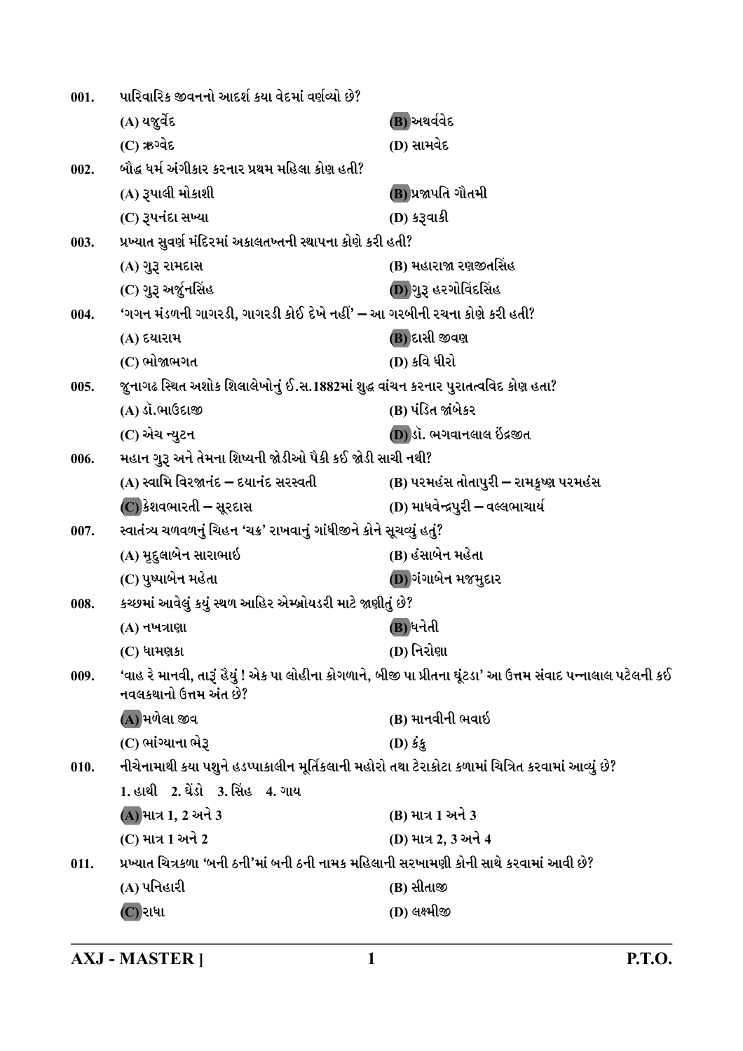001. પારિવારિક જીવનનો આદર્શ કયા વેદમાં વર્ણવ્યો છે?

(A) યજુર્વેદ
(B) અથર્વવેદ
(C) ઋગ્વેદ
(D) સામવેદ

002. બૌદ્ધ ધર્મ અંગીકાર કરનાર પ્રથમ મહિલા કોણ હતી?

(A) રૂપાલી મોકાશી
(B) પ્રજાપતિ ગૌતમી
(C) રૂપનંદા સખ્યા
(D) કરૂવાકી

003. પ્રખ્યાત સુવર્ણ મંદિરમાં અકાલતખ્તની સ્થાપના કોણે કરી હતી?

(A) ગુરૂ રામદાસ
(B) મહારાજા રણજીતસિંહ
(C) ગુરૂ અર્જુનસિંહ
(D) ગુરૂ હરગોવિંદસિંહ

004. 'ગગન મંડળની ગાગરડી, ગાગરડી કોઈ દેખે નહીં' – આ ગરબીની રચના કોણે કરી હતી?

(A) દયારામ
(B) દાસી જીવણ
(C) ભોજાભગત
(D) કવિ ધીરો

005. જુનાગઢ સ્થિત અશોક શિલાલેખોનું ઈ.સ.1882માં શુદ્ધ વાંચન કરનાર પુરાતત્વવિદ કોણ હતા?

(A) ડૉ.ભાઉદાજી
(B) પંડિત જાંબેકર
(C) એચ ન્યુટન
(D) ડૉ. ભગવાનલાલ ઈંદ્રજીત

006. મહાન ગુરૂ અને તેમના શિષ્યની જોડીઓ પૈકી કઈ જોડી સાચી નથી?

(A) સ્વામિ વિરજાનંદ – દયાનંદ સરસ્વતી
(B) પરમહંસ તોતાપુરી – રામકૃષ્ણ પરમહંસ
(C) કેશવભારતી – સૂરદાસ
(D) માધવેન્દ્રપુરી – વલ્લભાચાર્ય

007. સ્વાતંત્ર્ય ચળવળનું ચિહન 'ચક્ર' રાખવાનું ગાંધીજીને કોને સૂચવ્યું હતું?

(A) મૃદુલાબેન સારાભાઇ
(B) હંસાબેન મહેતા
(C) પુષ્પાબેન મહેતા
(D) ગંગાબેન મજમુદાર

008. કચ્છમાં આવેલું કયું સ્થળ આહિર એમ્બ્રોયડરી માટે જાણીતું છે?

(A) નખત્રાણા
(B) ધનેતી
(C) ધામણકા
(D) નિરોણા

009. 'વાહ રે માનવી, તારૂં હૈયું ! એક પા લોહીના કોગળાને, બીજી પા પ્રીતના ઘૂંટડા' આ ઉત્તમ સંવાદ પન્નાલાલ પટેલની કઈ નવલકથાનો ઉત્તમ અંત છે?

(A) મળેલા જીવ
(B) માનવીની ભવાઈ
(C) ભાંગ્યાના ભેરૂ
(D) કંકુ

010. નીચેનામાંથી કયા પશુને હડપ્પાકાલીન મૂર્તિકલાની મહોરો તથા ટેરાકોટા કળામાં ચિત્રિત કરવામાં આવ્યું છે?

1. હાથી 2. ઘેંડો 3. સિંહ 4. ગાય

(A) માત્ર 1, 2 અને 3
(B) માત્ર 1 અને 3
(C) માત્ર 1 અને 2
(D) માત્ર 2, 3 અને 4

011. પ્રખ્યાત ચિત્રકળા 'બની ઠની'માં બની ઠની નામક મહિલાની સરખામણી કોની સાથે કરવામાં આવી છે?

(A) પનિહારી
(B) સીતાજી
(C) રાધા
(D) લક્ષ્મીજી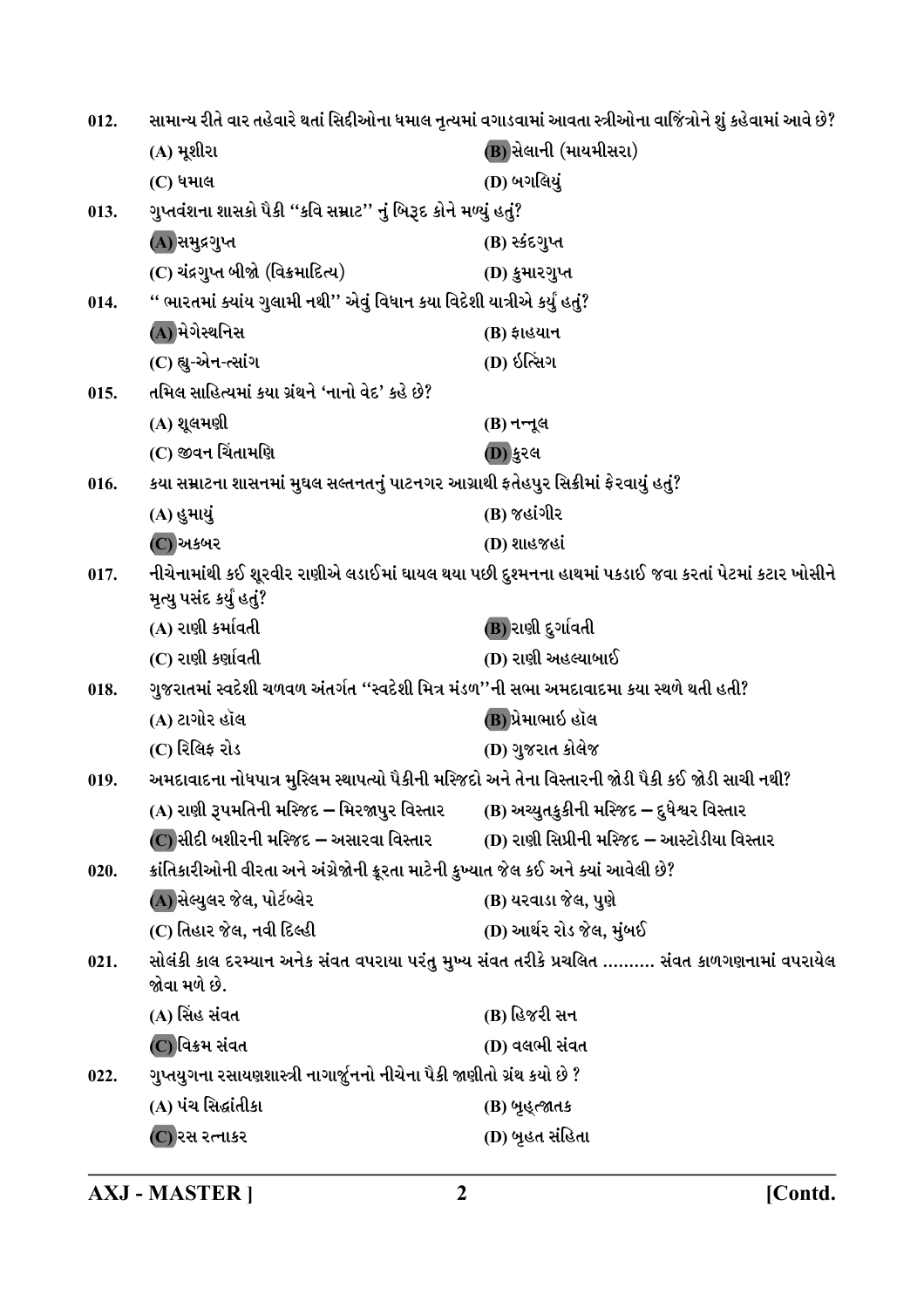012. સામાન્ય રીતે વાર તહેવારે થતાં સિદીઓના ધમાલ નૃત્યમાં વગાડવામાં આવતા સ્ત્રીઓના વાજિંત્રોને શું કહેવામાં આવે છે?

(A) મૂશીરા
(B) સેલાની (માયમીસરા)
(C) ધમાલ
(D) બગલિયું

013. ગુપ્તવંશના શાસકો પૈકી "કવિ સમ્રાટ" નું બિરૂદ કોને મળ્યું હતું?

(A) સમુદ્રગુપ્ત
(B) સ્કંદગુપ્ત
(C) ચંદ્રગુપ્ત બીજો (વિક્રમાદિત્ય)
(D) કુમારગુપ્ત

014. " ભારતમાં ક્યાંય ગુલામી નથી" એવું વિધાન કયા વિદેશી યાત્રીએ કર્યું હતું?

(A) મેગેસ્થનિસ
(B) ફાહયાન
(C) હ્યુ-એન-ત્સાંગ
(D) ઇત્સિંગ

015. તમિલ સાહિત્યમાં કયા ગ્રંથને 'નાનો વેદ' કહે છે?

(A) શૂલમણી
(B) નન્નૂલ
(C) જીવન ચિંતામણિ
(D) કુરલ

016. કયા સમ્રાટના શાસનમાં મુઘલ સલ્તનતનું પાટનગર આગ્રાથી ફતેહપુર સિક્રીમાં ફેરવાયું હતું?

(A) હુમાયું
(B) જહાંગીર
(C) અકબર
(D) શાહજહાં

017. નીચેનામાંથી કઈ શૂરવીર રાણીએ લડાઈમાં ઘાયલ થયા પછી દુશ્મનના હાથમાં પકડાઈ જવા કરતાં પેટમાં કટાર ખોસીને મૃત્યુ પસંદ કર્યું હતું?

(A) રાણી કર્માવતી
(B) રાણી દુર્ગાવતી
(C) રાણી કર્ણાવતી
(D) રાણી અહલ્યાબાઈ

018. ગુજરાતમાં સ્વદેશી ચળવળ અંતર્ગત "સ્વદેશી મિત્ર મંડળ"ની સભા અમદાવાદમા કયા સ્થળે થતી હતી?

(A) ટાગોર હૉલ
(B) પ્રેમાભાઈ હૉલ
(C) રિલિફ રોડ
(D) ગુજરાત કોલેજ

019. અમદાવાદના નોધપાત્ર મુસ્લિમ સ્થાપત્યો પૈકીની મસ્જિદો અને તેના વિસ્તારની જોડી પૈકી કઈ જોડી સાચી નથી?

(A) રાણી રૂપમતિની મસ્જિદ – મિરજાપુર વિસ્તાર
(B) અચ્યુતકુકીની મસ્જિદ – દુધેશ્વર વિસ્તાર
(C) સીદી બશીરની મસ્જિદ – અસારવા વિસ્તાર
(D) રાણી સિપ્રીની મસ્જિદ – આસ્ટોડીયા વિસ્તાર

020. ક્રાંતિકારીઓની વીરતા અને અંગ્રેજોની ક્રૂરતા માટેની કુખ્યાત જેલ કઈ અને ક્યાં આવેલી છે?

(A) સેલ્યુલર જેલ, પોર્ટબ્લેર
(B) યરવાડા જેલ, પુણે
(C) તિહાર જેલ, નવી દિલ્હી
(D) આર્થર રોડ જેલ, મુંબઈ

021. સોલંકી કાલ દરમ્યાન અનેક સંવત વપરાયા પરંતુ મુખ્ય સંવત તરીકે પ્રચલિત .......... સંવત કાળગણનામાં વપરાયેલ જોવા મળે છે.

(A) સિંહ સંવત
(B) હિજરી સન
(C) વિક્રમ સંવત
(D) વલભી સંવત

022. ગુપ્તયુગના રસાયણશાસ્ત્રી નાગાર્જુનનો નીચેના પૈકી જાણીતો ગ્રંથ કયો છે ?

(A) પંચ સિદ્ધાંતીકા
(B) બૃહત્જાતક
(C) રસ રત્નાકર
(D) બૃહત સંહિતા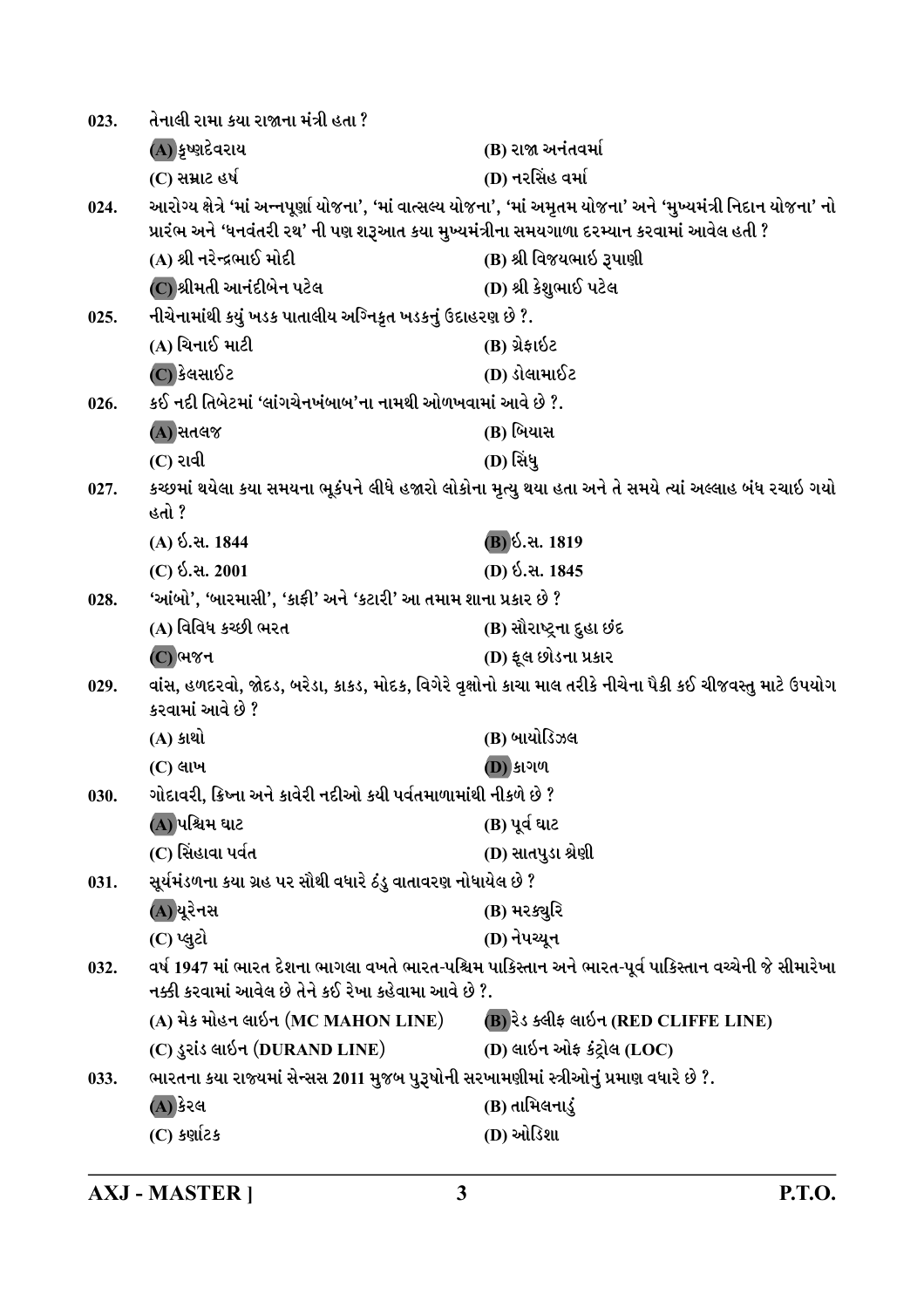023. તેનાલી રામા કયા રાજાના મંત્રી હતા ?

(A) કૃષ્ણદેવરાય

(B) રાજા અનંતવર્મા

(C) સમ્રાટ હર્ષ

(D) નરસિંહ વર્મા

024. આરોગ્ય ક્ષેત્રે 'માં અન્નપૂર્ણા યોજના', 'માં વાત્સલ્ય યોજના', 'માં અમૃતમ યોજના' અને 'મુખ્યમંત્રી નિદાન યોજના' નો પ્રારંભ અને 'ધનવંતરી રથ' ની પણ શરૂઆત કયા મુખ્યમંત્રીના સમયગાળા દરમ્યાન કરવામાં આવેલ હતી ?

(A) શ્રી નરેન્દ્રભાઈ મોદી

(B) શ્રી વિજયભાઈ રૂપાણી

(C) શ્રીમતી આનંદીબેન પટેલ

(D) શ્રી કેશુભાઈ પટેલ

025. નીચેનામાંથી કયું ખડક પાતાલીય અગ્નિકૃત ખડકનું ઉદાહરણ છે ?.

(A) ચિનાઈ માટી

(B) ગ્રેફાઈટ

(C) કેલસાઈટ

(D) ડોલામાઈટ

026. કઈ નદી તિબેટમાં 'લાંગચેનખંબાબ'ના નામથી ઓળખવામાં આવે છે ?.

(A) સતલજ

(B) બિયાસ

(C) રાવી

(D) સિંધુ

027. કચ્છમાં થયેલા કયા સમયના ભૂકંપને લીધે હજારો લોકોના મૃત્યુ થયા હતા અને તે સમયે ત્યાં અલ્લાહ બંધ રચાઈ ગયો હતો ?

(A) ઇ.સ. 1844

(B) ઇ.સ. 1819

(C) ઇ.સ. 2001

(D) ઇ.સ. 1845

028. 'આંબો', 'બારમાસી', 'કાફી' અને 'કટારી' આ તમામ શાના પ્રકાર છે ?

(A) વિવિધ કચ્છી ભરત

(B) સૌરાષ્ટ્રના દુહા છંદ

(C) ભજન

(D) ફૂલ છોડના પ્રકાર

029. વાંસ, હળદરવો, જોદડ, બરેડા, કાકડ, મોદક, વિગેરે વૃક્ષોનો કાચા માલ તરીકે નીચેના પૈકી કઈ ચીજવસ્તુ માટે ઉપયોગ કરવામાં આવે છે ?

(A) કાથો

(B) બાયોડિઝલ

(C) લાખ

(D) કાગળ

030. ગોદાવરી, ક્રિષ્ના અને કાવેરી નદીઓ કયી પર્વતમાળામાંથી નીકળે છે ?

(A) પશ્ચિમ ઘાટ

(B) પૂર્વ ઘાટ

(C) સિંહાવા પર્વત

(D) સાતપુડા શ્રેણી

031. સૂર્યમંડળના કયા ગ્રહ પર સૌથી વધારે ઠંડુ વાતાવરણ નોંધાયેલ છે ?

(A) યૂરેનસ

(B) મરક્યુરિ

(C) પ્લુટો

(D) નેપચ્યૂન

032. વર્ષ 1947 માં ભારત દેશના ભાગલા વખતે ભારત-પશ્ચિમ પાકિસ્તાન અને ભારત-પૂર્વ પાકિસ્તાન વચ્ચેની જે સીમારેખા નક્કી કરવામાં આવેલ છે તેને કઈ રેખા કહેવામા આવે છે ?.

(A) મેક મોહન લાઈન (MC MAHON LINE)

(B) રેડ ક્લીફ લાઈન (RED CLIFFE LINE)

(C) ડુરાંડ લાઈન (DURAND LINE)

(D) લાઈન ઓફ કંટ્રોલ (LOC)

033. ભારતના કયા રાજ્યમાં સેન્સસ 2011 મુજબ પુરૂષોની સરખામણીમાં સ્ત્રીઓનું પ્રમાણ વધારે છે ?.

(A) કેરલ

(B) તામિલનાડું

(C) કર્ણાટક

(D) ઓડિશા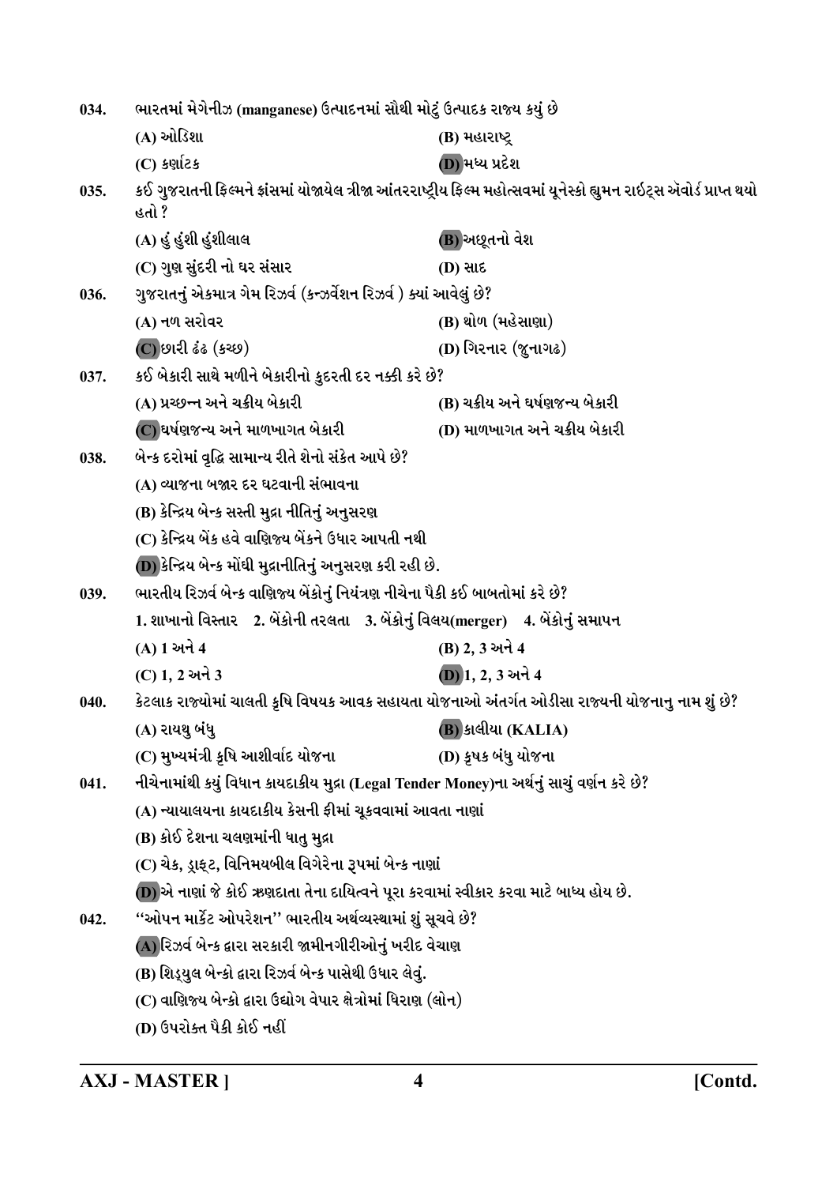034. ભારતમાં મેગેનીઝ (manganese) ઉત્પાદનમાં સૌથી મોટું ઉત્પાદક રાજ્ય કયું છે

(A) ઓડિશા
(B) મહારાષ્ટ્ર
(C) કર્ણાટક
(D) મધ્ય પ્રદેશ

035. કઈ ગુજરાતની ફિલ્મને ફ્રાંસમાં યોજાયેલ ત્રીજા આંતરરાષ્ટ્રીય ફિલ્મ મહોત્સવમાં યુનેસ્કો હ્યુમન રાઇટ્સ ઍવોર્ડ પ્રાપ્ત થયો હતો ?

(A) હું હુંશી હુંશીલાલ
(B) અછૂતનો વેશ
(C) ગુણ સુંદરી નો ઘર સંસાર
(D) સાદ

036. ગુજરાતનું એકમાત્ર ગેમ રિઝર્વ (કન્ઝર્વેશન રિઝર્વ ) ક્યાં આવેલું છે?

(A) નળ સરોવર
(B) થોળ (મહેસાણા)
(C) છારી ઢંઢ (કચ્છ)
(D) ગિરનાર (જુનાગઢ)

037. કઈ બેકારી સાથે મળીને બેકારીનો કુદરતી દર નક્કી કરે છે?

(A) પ્રચ્છન્ન અને ચક્રીય બેકારી
(B) ચક્રીય અને ઘર્ષણજન્ય બેકારી
(C) ઘર્ષણજન્ય અને માળખાગત બેકારી
(D) માળખાગત અને ચક્રીય બેકારી

038. બેન્ક દરોમાં વૃદ્ધિ સામાન્ય રીતે શેનો સંકેત આપે છે?

(A) વ્યાજના બજાર દર ઘટવાની સંભાવના
(B) કેન્દ્રિય બેન્ક સસ્તી મુદ્રા નીતિનું અનુસરણ
(C) કેન્દ્રિય બેંક હવે વાણિજ્ય બેંકને ઉધાર આપતી નથી
(D) કેન્દ્રિય બેન્ક મોંઘી મુદ્રાનીતિનું અનુસરણ કરી રહી છે.

039. ભારતીય રિઝર્વ બેન્ક વાણિજ્ય બેંકોનું નિયંત્રણ નીચેના પૈકી કઈ બાબતોમાં કરે છે?

1. શાખાનો વિસ્તાર 2. બેંકોની તરલતા 3. બેંકોનું વિલય(merger) 4. બેંકોનું સમાપન

(A) 1 અને 4
(B) 2, 3 અને 4
(C) 1, 2 અને 3
(D) 1, 2, 3 અને 4

040. કેટલાક રાજ્યોમાં ચાલતી કૃષિ વિષયક આવક સહાયતા યોજનાઓ અંતર્ગત ઓડીસા રાજ્યની યોજનાનુ નામ શું છે?

(A) રાયથુ બંધુ
(B) કાલીયા (KALIA)
(C) મુખ્યમંત્રી કૃષિ આશીર્વાદ યોજના
(D) કૃષક બંધુ યોજના

041. નીચેનામાંથી કયું વિધાન કાયદાકીય મુદ્રા (Legal Tender Money)ના અર્થનું સાચું વર્ણન કરે છે?

(A) ન્યાયાલયના કાયદાકીય કેસની ફીમાં ચૂકવવામાં આવતા નાણાં
(B) કોઈ દેશના ચલણમાંની ધાતુ મુદ્રા
(C) ચેક, ડ્રાફ્ટ, વિનિમયબીલ વિગેરેના રૂપમાં બેન્ક નાણાં
(D) એ નાણાં જે કોઈ ઋણદાતા તેના દાયિત્વને પૂરા કરવામાં સ્વીકાર કરવા માટે બાધ્ય હોય છે.

042. ''ઓપન માર્કેટ ઓપરેશન'' ભારતીય અર્થવ્યસ્થામાં શું સૂચવે છે?

(A) રિઝર્વ બેન્ક દ્વારા સરકારી જામીનગીરીઓનું ખરીદ વેચાણ
(B) શિડ્યુલ બેન્કો દ્વારા રિઝર્વ બેન્ક પાસેથી ઉધાર લેવું.
(C) વાણિજ્ય બેન્કો દ્વારા ઉદ્યોગ વેપાર ક્ષેત્રોમાં ધિરાણ (લોન)
(D) ઉપરોક્ત પૈકી કોઈ નહીં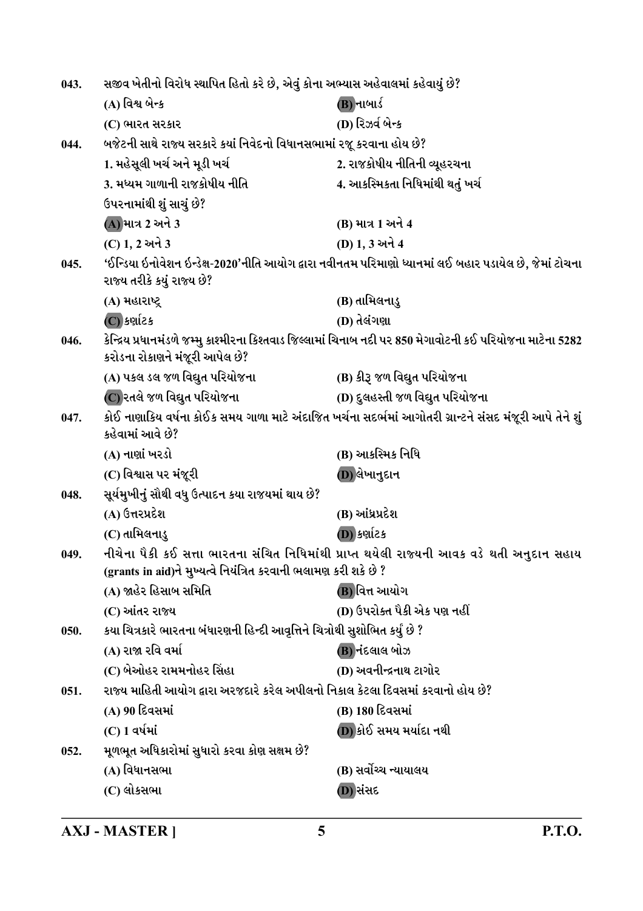043. સજીવ ખેતીનો વિરોધ સ્થાપિત હિતો કરે છે, એવું કોના અભ્યાસ અહેવાલમાં કહેવાયું છે?

(A) વિશ્વ બેન્ક
(B) નાબાર્ડ
(C) ભારત સરકાર
(D) રિઝર્વ બેન્ક

044. બજેટની સાથે રાજ્ય સરકારે કયાં નિવેદનો વિધાનસભામાં રજૂ કરવાના હોય છે?

1. મહેસૂલી ખર્ચ અને મૂડી ખર્ચ
2. રાજકોષીય નીતિની વ્યૂહરચના
3. મધ્યમ ગાળાની રાજકોષીય નીતિ
4. આકસ્મિકતા નિધિમાંથી થતું ખર્ચ

ઉપરનામાંથી શું સાચું છે?

(A) માત્ર 2 અને 3
(B) માત્ર 1 અને 4
(C) 1, 2 અને 3
(D) 1, 3 અને 4

045. 'ઈન્ડિયા ઇનોવેશન ઇન્ડેક્ષ-2020'નીતિ આયોગ દ્વારા નવીનતમ પરિમાણો ધ્યાનમાં લઈ બહાર પડાયેલ છે, જેમાં ટોચના રાજ્ય તરીકે કયું રાજ્ય છે?

(A) મહારાષ્ટ્ર
(B) તામિલનાડુ
(C) કર્ણાટક
(D) તેલંગણા

046. કેન્દ્રિય પ્રધાનમંડળે જમ્મુ કાશ્મીરના કિશતવાડ જિલ્લામાં ચિનાબ નદી પર 850 મેગાવોટની કઈ પરિયોજના માટેના 5282 કરોડના રોકાણને મંજૂરી આપેલ છે?

(A) પકલ ડલ જળ વિદ્યુત પરિયોજના
(B) કીરૂ જળ વિદ્યુત પરિયોજના
(C) રતલે જળ વિદ્યુત પરિયોજના
(D) દુલહસ્તી જળ વિદ્યુત પરિયોજના

047. કોઈ નાણાકિય વર્ષના કોઈક સમય ગાળા માટે અંદાજિત ખર્ચના સદર્ભમાં આગોતરી ગ્રાન્ટને સંસદ મંજૂરી આપે તેને શું કહેવામાં આવે છે?

(A) નાણાં ખરડો
(B) આકસ્મિક નિધિ
(C) વિશ્વાસ પર મંજૂરી
(D) લેખાનુદાન

048. સૂર્યમુખીનું સૌથી વધુ ઉત્પાદન કયા રાજયમાં થાય છે?

(A) ઉત્તરપ્રદેશ
(B) આંધ્રપ્રદેશ
(C) તામિલનાડુ
(D) કર્ણાટક

049. નીચેના પૈકી કઈ સત્તા ભારતના સંચિત નિધિમાંથી પ્રાપ્ત થયેલી રાજ્યની આવક વડે થતી અનુદાન સહાય (grants in aid)ને મુખ્યત્વે નિયંત્રિત કરવાની ભલામણ કરી શકે છે ?

(A) જાહેર હિસાબ સમિતિ
(B) વિત્ત આયોગ
(C) આંતર રાજ્ય
(D) ઉપરોક્ત પૈકી એક પણ નહીં

050. કયા ચિત્રકારે ભારતના બંધારણની હિન્દી આવૃત્તિને ચિત્રોથી સુશોભિત કર્યું છે ?

(A) રાજા રવિ વર્મા
(B) નંદલાલ બોઝ
(C) બેઓહર રામમનોહર સિંહા
(D) અવનીન્દ્રનાથ ટાગોર

051. રાજ્ય માહિતી આયોગ દ્વારા અરજદારે કરેલ અપીલનો નિકાલ કેટલા દિવસમાં કરવાનો હોય છે?

(A) 90 દિવસમાં
(B) 180 દિવસમાં
(C) 1 વર્ષમાં
(D) કોઈ સમય મર્યાદા નથી

052. મૂળભૂત અધિકારોમાં સુધારો કરવા કોણ સક્ષમ છે?

(A) વિધાનસભા
(B) સર્વોચ્ચ ન્યાયાલય
(C) લોકસભા
(D) સંસદ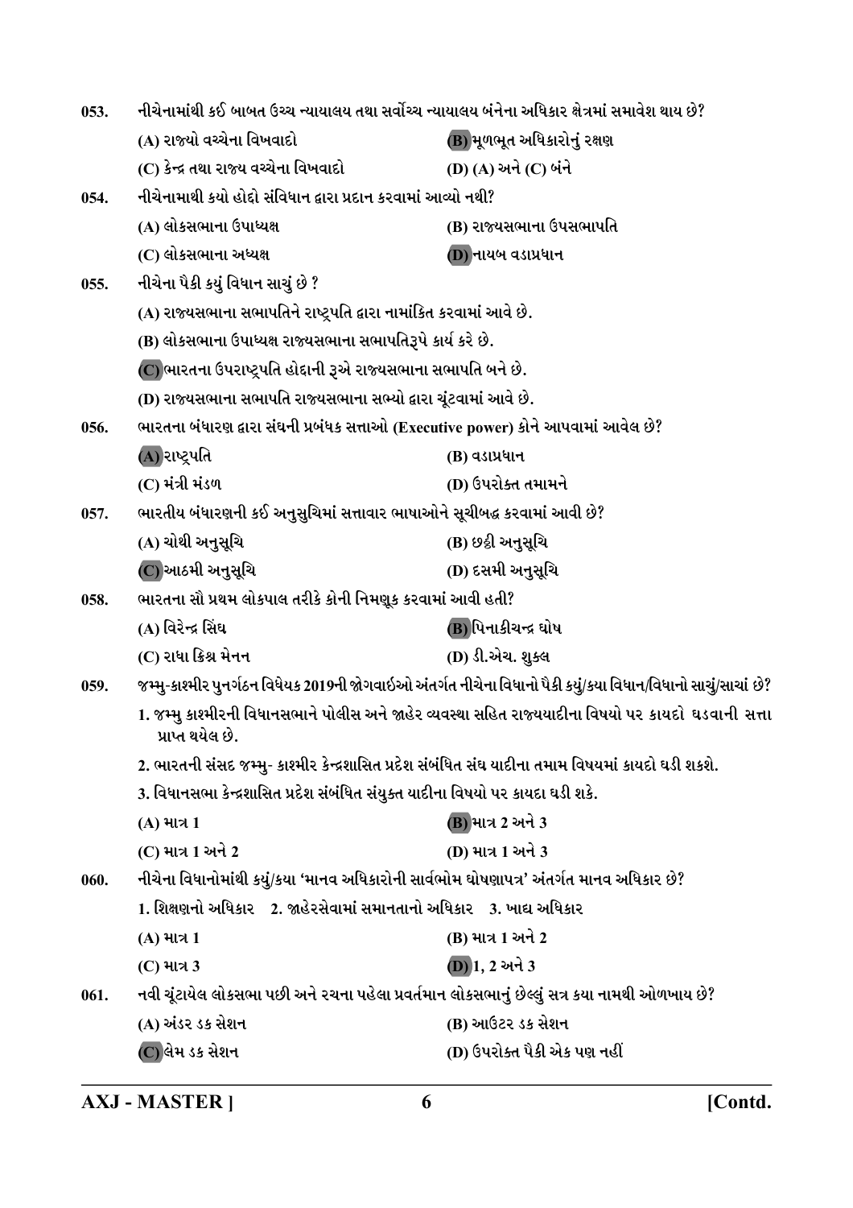053. નીચેનામાંથી કઈ બાબત ઉચ્ચ ન્યાયાલય તથા સર્વોચ્ચ ન્યાયાલય બંનેના અધિકાર ક્ષેત્રમાં સમાવેશ થાય છે?

(A) રાજ્યો વચ્ચેના વિખવાદો
(B) મૂળભૂત અધિકારોનું રક્ષણ
(C) કેન્દ્ર તથા રાજ્ય વચ્ચેના વિખવાદો
(D) (A) અને (C) બંને

054. નીચેનામાથી કયો હોદ્દો સંવિધાન દ્વારા પ્રદાન કરવામાં આવ્યો નથી?

(A) લોકસભાના ઉપાધ્યક્ષ
(B) રાજ્યસભાના ઉપસભાપતિ
(C) લોકસભાના અધ્યક્ષ
(D) નાયબ વડાપ્રધાન

055. નીચેના પૈકી કયું વિધાન સાચું છે ?

(A) રાજ્યસભાના સભાપતિને રાષ્ટ્રપતિ દ્વારા નામાંકિત કરવામાં આવે છે.
(B) લોકસભાના ઉપાધ્યક્ષ રાજ્યસભાના સભાપતિરૂપે કાર્ય કરે છે.
(C) ભારતના ઉપરાષ્ટ્રપતિ હોદ્દાની રૂએ રાજ્યસભાના સભાપતિ બને છે.
(D) રાજ્યસભાના સભાપતિ રાજ્યસભાના સભ્યો દ્વારા ચૂંટવામાં આવે છે.

056. ભારતના બંધારણ દ્વારા સંઘની પ્રબંધક સત્તાઓ (Executive power) કોને આપવામાં આવેલ છે?

(A) રાષ્ટ્રપતિ
(B) વડાપ્રધાન
(C) મંત્રી મંડળ
(D) ઉપરોક્ત તમામને

057. ભારતીય બંધારણની કઈ અનુસુચિમાં સત્તાવાર ભાષાઓને સૂચીબદ્ધ કરવામાં આવી છે?

(A) ચોથી અનુસૂચિ
(B) છઠ્ઠી અનુસૂચિ
(C) આઠમી અનુસૂચિ
(D) દસમી અનુસૂચિ

058. ભારતના સૌ પ્રથમ લોકપાલ તરીકે કોની નિમણૂક કરવામાં આવી હતી?

(A) વિરેન્દ્ર સિંઘ
(B) પિનાકીચન્દ્ર ઘોષ
(C) રાધા ક્રિશ્ન મેનન
(D) ડી.એચ. શુક્લ

059. જમ્મુ-કાશ્મીર પુનર્ગઠન વિધેયક 2019ની જોગવાઈઓ અંતર્ગત નીચેના વિધાનો પૈકી કયું/કયા વિધાન/વિધાનો સાચું/સાચાં છે?

1. જમ્મુ કાશ્મીરની વિધાનસભાને પોલીસ અને જાહેર વ્યવસ્થા સહિત રાજ્યયાદીના વિષયો પર કાયદો ઘડવાની સત્તા પ્રાપ્ત થયેલ છે.
2. ભારતની સંસદ જમ્મુ- કાશ્મીર કેન્દ્રશાસિત પ્રદેશ સંબંધિત સંઘ યાદીના તમામ વિષયમાં કાયદો ઘડી શકશે.
3. વિધાનસભા કેન્દ્રશાસિત પ્રદેશ સંબંધિત સંયુક્ત યાદીના વિષયો પર કાયદા ઘડી શકે.

(A) માત્ર 1
(B) માત્ર 2 અને 3
(C) માત્ર 1 અને 2
(D) માત્ર 1 અને 3

060. નીચેના વિધાનોમાંથી કયું/કયા 'માનવ અધિકારોની સાર્વભૌમ ઘોષણાપત્ર' અંતર્ગત માનવ અધિકાર છે?

1. શિક્ષણનો અધિકાર 2. જાહેરસેવામાં સમાનતાનો અધિકાર 3. ખાદ્ય અધિકાર

(A) માત્ર 1
(B) માત્ર 1 અને 2
(C) માત્ર 3
(D) 1, 2 અને 3

061. નવી ચૂંટાયેલ લોકસભા પછી અને રચના પહેલા પ્રવર્તમાન લોકસભાનું છેલ્લું સત્ર કયા નામથી ઓળખાય છે?

(A) અંડર ડક સેશન
(B) આઉટર ડક સેશન
(C) લેમ ડક સેશન
(D) ઉપરોક્ત પૈકી એક પણ નહીં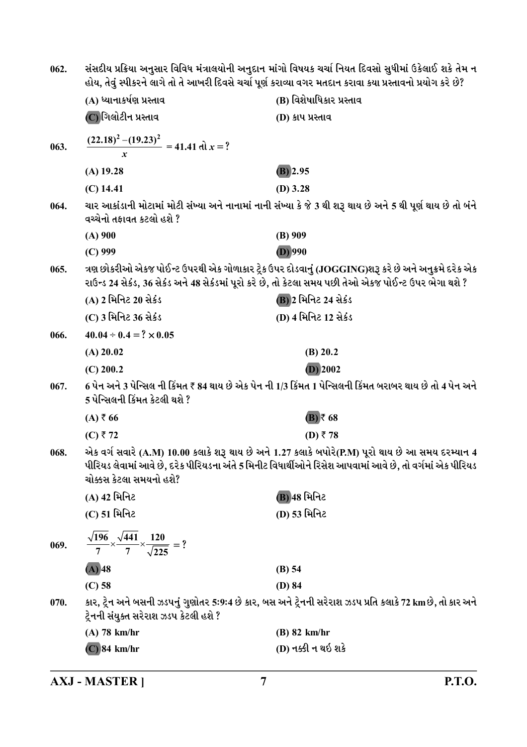062. સંસદીય પ્રક્રિયા અનુસાર વિવિધ મંત્રાલયોની અનુદાન માંગો વિષયક ચર્ચા નિયત દિવસો સુધીમાં ઉકેલાઈ શકે તેમ ન હોય, તેવું સ્પીકરને લાગે તો તે આખરી દિવસે ચર્ચા પૂર્ણ કરાવ્યા વગર મતદાન કરાવા કયા પ્રસ્તાવનો પ્રયોગ કરે છે?

(A) ધ્યાનાકર્ષણ પ્રસ્તાવ
(B) વિશેષાધિકાર પ્રસ્તાવ
(C) ગિલોટીન પ્રસ્તાવ
(D) કાપ પ્રસ્તાવ

063. $\frac{(22.18)^2 - (19.23)^2}{x} = 41.41$ તો $x = ?$

(A) 19.28
(B) 2.95
(C) 14.41
(D) 3.28

064. ચાર આકાંડાની મોટામાં મોટી સંખ્યા અને નાનામાં નાની સંખ્યા કે જે 3 થી શરૂ થાય છે અને 5 થી પૂર્ણ થાય છે તો બંને વચ્ચેનો તફાવત કટલો હશે ?

(A) 900
(B) 909
(C) 999
(D) 990

065. ત્રણ છોકરીઓ એકજ પોઈન્ટ ઉપરથી એક ગોળાકાર ટ્રેક ઉપર દોડવાનું (JOGGING)શરૂ કરે છે અને અનુક્રમે દરેક એક રાઉન્ડ 24 સેકંડ, 36 સેકંડ અને 48 સેકંડમાં પૂરો કરે છે, તો કેટલા સમય પછી તેઓ એકજ પોઈન્ટ ઉપર ભેગા થશે ?

(A) 2 મિનિટ 20 સેકંડ
(B) 2 મિનિટ 24 સેકંડ
(C) 3 મિનિટ 36 સેકંડ
(D) 4 મિનિટ 12 સેકંડ

066. $40.04 \div 0.4 = ? \times 0.05$

(A) 20.02
(B) 20.2
(C) 200.2
(D) 2002

067. 6 પેન અને 3 પેન્સિલ ની કિંમત ₹ 84 થાય છે એક પેન ની 1/3 કિંમત 1 પેન્સિલની કિંમત બરાબર થાય છે તો 4 પેન અને 5 પેન્સિલની કિંમત કેટલી થશે ?

(A) ₹ 66
(B) ₹ 68
(C) ₹ 72
(D) ₹ 78

068. એક વર્ગ સવારે (A.M) 10.00 કલાકે શરૂ થાય છે અને 1.27 કલાકે બપોરે(P.M) પૂરો થાય છે આ સમય દરમ્યાન 4 પીરિયડ લેવામાં આવે છે, દરેક પીરિયડના અંતે 5 મિનીટ વિદ્યાર્થીઓને રિસેશ આપવામાં આવે છે, તો વર્ગમાં એક પીરિયડ ચોક્કસ કેટલા સમયનો હશે?

(A) 42 મિનિટ
(B) 48 મિનિટ
(C) 51 મિનિટ
(D) 53 મિનિટ

069. $\frac{\sqrt{196}}{7} \times \frac{\sqrt{441}}{7} \times \frac{120}{\sqrt{225}} = ?$

(A) 48
(B) 54
(C) 58
(D) 84

070. કાર, ટ્રેન અને બસની ઝડપનું ગુણોતર 5:9:4 છે કાર, બસ અને ટ્રેનની સરેરાશ ઝડપ પ્રતિ કલાકે 72 km છે, તો કાર અને ટ્રેનની સંયુક્ત સરેરાશ ઝડપ કેટલી હશે ?

(A) 78 km/hr
(B) 82 km/hr
(C) 84 km/hr
(D) નક્કી ન થઈ શકે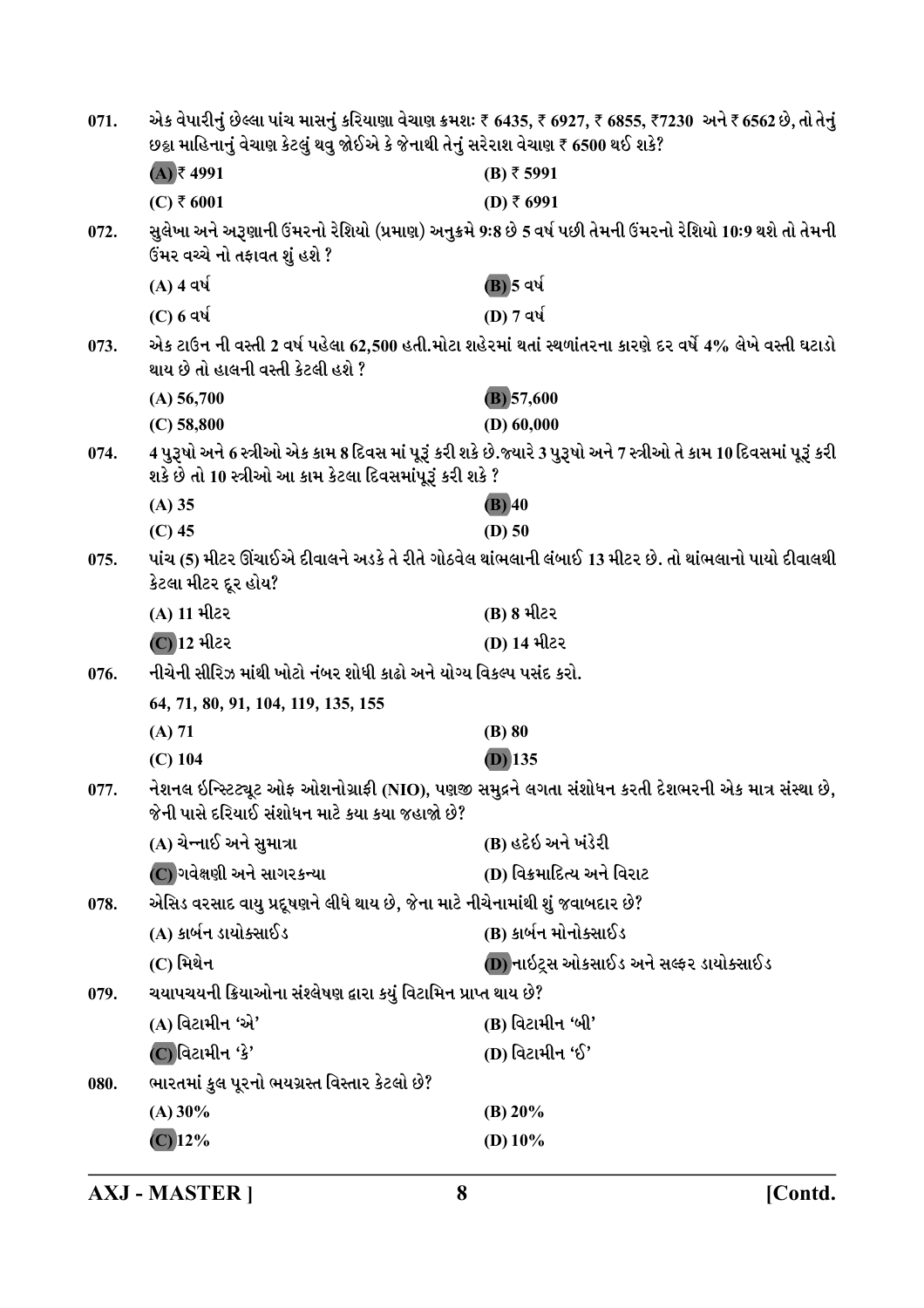071. એક વેપારીનું છેલ્લા પાંચ માસનું કરિયાણા વેચાણ ક્રમશઃ ₹ 6435, ₹ 6927, ₹ 6855, ₹7230 અને ₹ 6562 છે, તો તેનું છઠ્ઠા માહિનાનું વેચાણ કેટલું થવુ જોઈએ કે જેનાથી તેનું સરેરાશ વેચાણ ₹ 6500 થઈ શકે?

(A) ₹ 4991
(B) ₹ 5991
(C) ₹ 6001
(D) ₹ 6991

072. સુલેખા અને અરૂણાની ઉંમરનો રેશિયો (પ્રમાણ) અનુક્રમે 9:8 છે 5 વર્ષ પછી તેમની ઉંમરનો રેશિયો 10:9 થશે તો તેમની ઉંમર વચ્ચે નો તફાવત શું હશે ?

(A) 4 વર્ષ
(B) 5 વર્ષ
(C) 6 વર્ષ
(D) 7 વર્ષ

073. એક ટાઉન ની વસ્તી 2 વર્ષ પહેલા 62,500 હતી.મોટા શહેરમાં થતાં સ્થળાંતરના કારણે દર વર્ષે 4% લેખે વસ્તી ઘટાડો થાય છે તો હાલની વસ્તી કેટલી હશે ?

(A) 56,700
(B) 57,600
(C) 58,800
(D) 60,000

074. 4 પુરૂષો અને 6 સ્ત્રીઓ એક કામ 8 દિવસ માં પૂરૂં કરી શકે છે.જ્યારે 3 પુરૂષો અને 7 સ્ત્રીઓ તે કામ 10 દિવસમાં પૂરૂં કરી શકે છે તો 10 સ્ત્રીઓ આ કામ કેટલા દિવસમાંપૂરૂં કરી શકે ?

(A) 35
(B) 40
(C) 45
(D) 50

075. પાંચ (5) મીટર ઊંચાઈએ દીવાલને અડકે તે રીતે ગોઠવેલ થાંભલાની લંબાઈ 13 મીટર છે. તો થાંભલાનો પાયો દીવાલથી કેટલા મીટર દૂર હોય?

(A) 11 મીટર
(B) 8 મીટર
(C) 12 મીટર
(D) 14 મીટર

076. નીચેની સીરિઝ માંથી ખોટો નંબર શોધી કાઢો અને યોગ્ય વિકલ્પ પસંદ કરો.

64, 71, 80, 91, 104, 119, 135, 155

(A) 71
(B) 80
(C) 104
(D) 135

077. નેશનલ ઇન્સ્ટિટ્યૂટ ઓફ ઓશનોગ્રાફી (NIO), પણજી સમુદ્રને લગતા સંશોધન કરતી દેશભરની એક માત્ર સંસ્થા છે, જેની પાસે દરિયાઈ સંશોધન માટે કયા કયા જહાજો છે?

(A) ચેન્નાઈ અને સુમાત્રા
(B) હદેઇ અને ખંડેરી
(C) ગવેક્ષણી અને સાગરકન્યા
(D) વિક્રમાદિત્ય અને વિરાટ

078. એસિડ વરસાદ વાયુ પ્રદૂષણને લીધે થાય છે, જેના માટે નીચેનામાંથી શું જવાબદાર છે?

(A) કાર્બન ડાયોક્સાઈડ
(B) કાર્બન મોનોક્સાઈડ
(C) મિથેન
(D) નાઇટ્રસ ઓકસાઈડ અને સલ્ફર ડાયોક્સાઈડ

079. ચયાપચયની ક્રિયાઓના સંશ્લેષણ દ્વારા કયું વિટામિન પ્રાપ્ત થાય છે?

(A) વિટામીન 'એ'
(B) વિટામીન 'બી'
(C) વિટામીન 'કે'
(D) વિટામીન 'ઈ'

080. ભારતમાં કુલ પૂરનો ભયગ્રસ્ત વિસ્તાર કેટલો છે?

(A) 30%
(B) 20%
(C) 12%
(D) 10%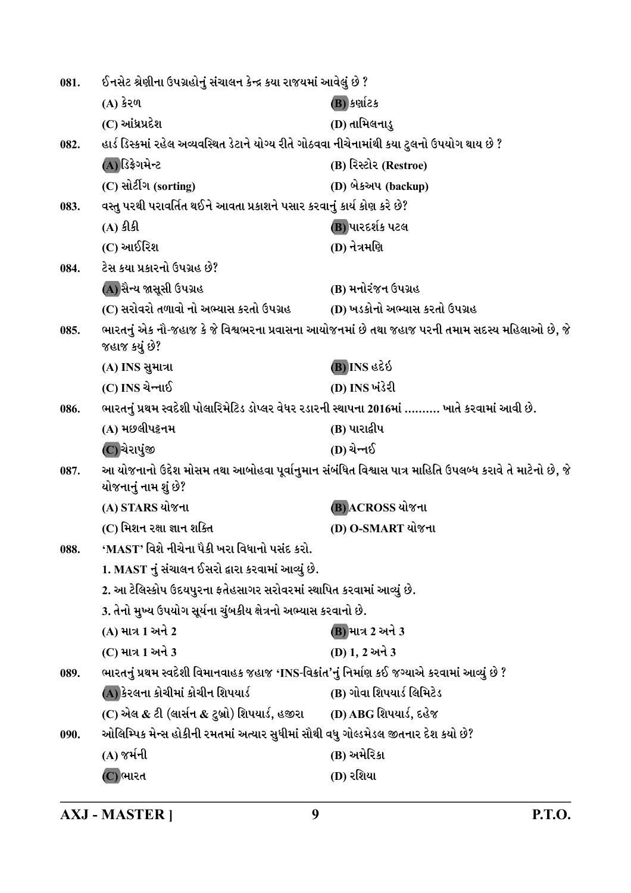081. ઈનસેટ શ્રેણીના ઉપગ્રહોનું સંચાલન કેન્દ્ર કયા રાજયમાં આવેલું છે ?

(A) કેરળ
(B) કર્ણાટક
(C) આંધ્રપ્રદેશ
(D) તામિલનાડુ

082. હાર્ડ ડિસ્કમાં રહેલ અવ્યવસ્થિત ડેટાને યોગ્ય રીતે ગોઠવવા નીચેનામાંથી કયા ટુલનો ઉપયોગ થાય છે ?

(A) ડિફ્રેગમેન્ટ
(B) રિસ્ટોર (Restroe)
(C) સોર્ટીગ (sorting)
(D) બેકઅપ (backup)

083. વસ્તુ પરથી પરાવર્તિત થઈને આવતા પ્રકાશને પસાર કરવાનું કાર્ય કોણ કરે છે?

(A) કીકી
(B) પારદર્શક પટલ
(C) આઈરિશ
(D) નેત્રમણિ

084. ટેસ કયા પ્રકારનો ઉપગ્રહ છે?

(A) સૈન્ય જાસૂસી ઉપગ્રહ
(B) મનોરંજન ઉપગ્રહ
(C) સરોવરો તળાવો નો અભ્યાસ કરતો ઉપગ્રહ
(D) ખડકોનો અભ્યાસ કરતો ઉપગ્રહ

085. ભારતનું એક નૌ-જહાજ કે જે વિશ્વભરના પ્રવાસના આયોજનમાં છે તથા જહાજ પરની તમામ સદસ્ય મહિલાઓ છે, જે જહાજ કયું છે?

(A) INS સુમાત્રા
(B) INS હદેઈ
(C) INS ચેન્નાઈ
(D) INS ખંડેરી

086. ભારતનું પ્રથમ સ્વદેશી પોલારિમેટિડ ડોપ્લર વેધર રડારની સ્થાપના 2016માં ………. ખાતે કરવામાં આવી છે.

(A) મછલીપટ્ટનમ
(B) પારાદ્વીપ
(C) ચેરાપુંજી
(D) ચેન્નઈ

087. આ યોજનાનો ઉદ્દેશ મોસમ તથા આબોહવા પૂર્વાનુમાન સંબંધિત વિશ્વાસ પાત્ર માહિતિ ઉપલબ્ધ કરાવે તે માટેનો છે, જે યોજનાનું નામ શું છે?

(A) STARS યોજના
(B) ACROSS યોજના
(C) મિશન રક્ષા જ્ઞાન શક્તિ
(D) O-SMART યોજના

088. 'MAST' વિશે નીચેના પૈકી ખરા વિધાનો પસંદ કરો.

1. MAST નું સંચાલન ઈસરો દ્વારા કરવામાં આવ્યું છે.
2. આ ટેલિસ્કોપ ઉદયપુરના ફતેહસાગર સરોવરમાં સ્થાપિત કરવામાં આવ્યું છે.
3. તેનો મુખ્ય ઉપયોગ સૂર્યના ચુંબકીય ક્ષેત્રનો અભ્યાસ કરવાનો છે.

(A) માત્ર 1 અને 2
(B) માત્ર 2 અને 3
(C) માત્ર 1 અને 3
(D) 1, 2 અને 3

089. ભારતનું પ્રથમ સ્વદેશી વિમાનવાહક જહાજ 'INS-વિક્રાંત'નું નિર્માણ કઈ જગ્યાએ કરવામાં આવ્યું છે ?

(A) કેરલના કોચીમાં કોચીન શિપયાર્ડ
(B) ગોવા શિપયાર્ડ લિમિટેડ
(C) એલ & ટી (લાર્સન & ટુબ્રો) શિપયાર્ડ, હજીરા
(D) ABG શિપયાર્ડ, દહેજ

090. ઓલિમ્પિક મેન્સ હોકીની રમતમાં અત્યાર સુધીમાં સૌથી વધુ ગોલ્ડમેડલ જીતનાર દેશ કયો છે?

(A) જર્મની
(B) અમેરિકા
(C) ભારત
(D) રશિયા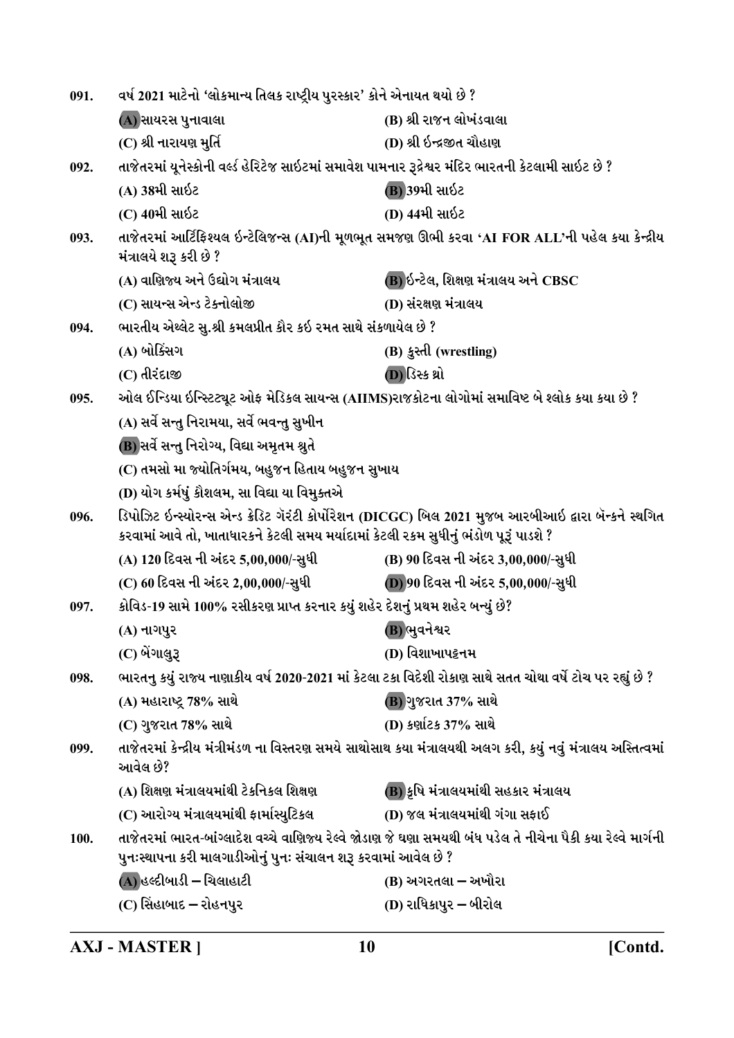091. વર્ષ 2021 માટેનો 'લોકમાન્ય તિલક રાષ્ટ્રીય પુરસ્કાર' કોને એનાયત થયો છે ?

(A) સાયરસ પુનાવાલા
(B) શ્રી રાજન લોખંડવાલા
(C) શ્રી નારાયણ મુર્તિ
(D) શ્રી ઈન્દ્રજીત ચૌહાણ

092. તાજેતરમાં યૂનેસ્કોની વર્લ્ડ હેરિટેજ સાઈટમાં સમાવેશ પામનાર રૂદ્રેશ્વર મંદિર ભારતની કેટલામી સાઈટ છે ?

(A) 38મી સાઈટ
(B) 39મી સાઈટ
(C) 40મી સાઈટ
(D) 44મી સાઈટ

093. તાજેતરમાં આર્ટિફિશ્યલ ઈન્ટેલિજન્સ (AI)ની મૂળભૂત સમજણ ઊભી કરવા 'AI FOR ALL'ની પહેલ કયા કેન્દ્રીય મંત્રાલયે શરૂ કરી છે ?

(A) વાણિજ્ય અને ઉદ્યોગ મંત્રાલય
(B) ઈન્ટેલ, શિક્ષણ મંત્રાલય અને CBSC
(C) સાયન્સ એન્ડ ટેક્નોલોજી
(D) સંરક્ષણ મંત્રાલય

094. ભારતીય એથ્લેટ સુ.શ્રી કમલપ્રીત કૌર કઈ રમત સાથે સંકળાયેલ છે ?

(A) બોક્સિંગ
(B) કુસ્તી (wrestling)
(C) તીરંદાજી
(D) ડિસ્ક થ્રો

095. ઓલ ઈન્ડિયા ઈન્સ્ટિટ્યૂટ ઓફ મેડિકલ સાયન્સ (AIIMS)રાજકોટના લોગોમાં સમાવિષ્ટ બે શ્લોક કયા કયા છે ?

(A) સર્વે સન્તુ નિરામયા, સર્વે ભવન્તુ સુખીન
(B) સર્વે સન્તુ નિરોગ્ય, વિદ્યા અમૃતમ શ્રુતે
(C) તમસો મા જ્યોતિર્ગમય, બહુજન હિતાય બહુજન સુખાય
(D) યોગ કર્મષું કૌશલમ, સા વિદ્યા યા વિમુક્તએ

096. ડિપોઝિટ ઈન્સ્યોરન્સ એન્ડ ક્રેડિટ ગેરંટી કોર્પોરેશન (DICGC) બિલ 2021 મુજબ આરબીઆઈ દ્વારા બૅન્કને સ્થગિત કરવામાં આવે તો, ખાતાધારકને કેટલી સમય મર્યાદામાં કેટલી રકમ સુધીનું ભંડોળ પૂરૂં પાડશે ?

(A) 120 દિવસ ની અંદર 5,00,000/-સુધી
(B) 90 દિવસ ની અંદર 3,00,000/-સુધી
(C) 60 દિવસ ની અંદર 2,00,000/-સુધી
(D) 90 દિવસ ની અંદર 5,00,000/-સુધી

097. કોવિડ-19 સામે 100% રસીકરણ પ્રાપ્ત કરનાર કયું શહેર દેશનું પ્રથમ શહેર બન્યું છે?

(A) નાગપુર
(B) ભુવનેશ્વર
(C) બેંગાલુરૂ
(D) વિશાખાપટ્ટનમ

098. ભારતનુ કયું રાજ્ય નાણાકીય વર્ષ 2020-2021 માં કેટલા ટકા વિદેશી રોકાણ સાથે સતત ચોથા વર્ષે ટોચ પર રહ્યું છે ?

(A) મહારાષ્ટ્ર 78% સાથે
(B) ગુજરાત 37% સાથે
(C) ગુજરાત 78% સાથે
(D) કર્ણાટક 37% સાથે

099. તાજેતરમાં કેન્દ્રીય મંત્રીમંડળ ના વિસ્તરણ સમયે સાથોસાથ કયા મંત્રાલયથી અલગ કરી, કયું નવું મંત્રાલય અસ્તિત્વમાં આવેલ છે?

(A) શિક્ષણ મંત્રાલયમાંથી ટેકનિકલ શિક્ષણ
(B) કૃષિ મંત્રાલયમાંથી સહકાર મંત્રાલય
(C) આરોગ્ય મંત્રાલયમાંથી ફાર્માસ્યુટિકલ
(D) જલ મંત્રાલયમાંથી ગંગા સફાઈ

100. તાજેતરમાં ભારત-બાંગ્લાદેશ વચ્ચે વાણિજ્ય રેલ્વે જોડાણ જે ઘણા સમયથી બંધ પડેલ તે નીચેના પૈકી કયા રેલ્વે માર્ગની પુનઃસ્થાપના કરી માલગાડીઓનું પુનઃ સંચાલન શરૂ કરવામાં આવેલ છે ?

(A) હલ્દીબાડી – ચિલાહાટી
(B) અગરતલા – અખૌરા
(C) સિંહાબાદ – રોહનપુર
(D) રાધિકાપુર – બીરોલ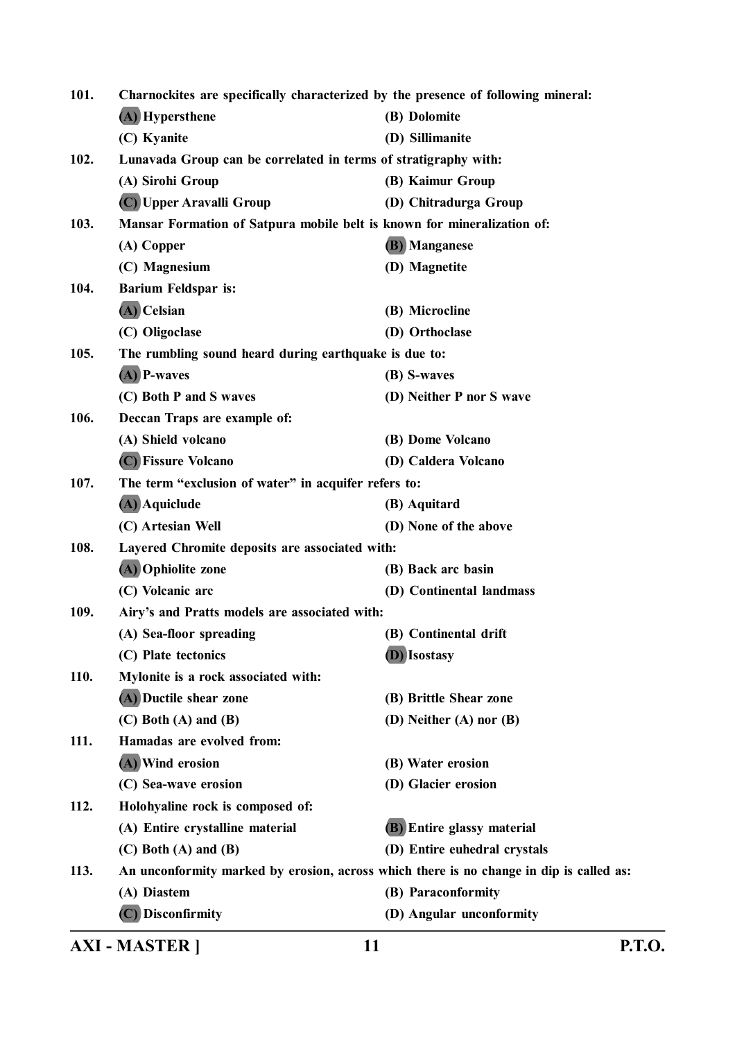101. **Charnockites are specifically characterized by the presence of following mineral:**

(A) Hypersthene
(B) Dolomite
(C) Kyanite
(D) Sillimanite

102. **Lunavada Group can be correlated in terms of stratigraphy with:**

(A) Sirohi Group
(B) Kaimur Group
(C) Upper Aravalli Group
(D) Chitradurga Group

103. **Mansar Formation of Satpura mobile belt is known for mineralization of:**

(A) Copper
(B) Manganese
(C) Magnesium
(D) Magnetite

104. **Barium Feldspar is:**

(A) Celsian
(B) Microcline
(C) Oligoclase
(D) Orthoclase

105. **The rumbling sound heard during earthquake is due to:**

(A) P-waves
(B) S-waves
(C) Both P and S waves
(D) Neither P nor S wave

106. **Deccan Traps are example of:**

(A) Shield volcano
(B) Dome Volcano
(C) Fissure Volcano
(D) Caldera Volcano

107. **The term "exclusion of water" in acquifer refers to:**

(A) Aquiclude
(B) Aquitard
(C) Artesian Well
(D) None of the above

108. **Layered Chromite deposits are associated with:**

(A) Ophiolite zone
(B) Back arc basin
(C) Volcanic arc
(D) Continental landmass

109. **Airy's and Pratts models are associated with:**

(A) Sea-floor spreading
(B) Continental drift
(C) Plate tectonics
(D) Isostasy

110. **Mylonite is a rock associated with:**

(A) Ductile shear zone
(B) Brittle Shear zone
(C) Both (A) and (B)
(D) Neither (A) nor (B)

111. **Hamadas are evolved from:**

(A) Wind erosion
(B) Water erosion
(C) Sea-wave erosion
(D) Glacier erosion

112. **Holohyaline rock is composed of:**

(A) Entire crystalline material
(B) Entire glassy material
(C) Both (A) and (B)
(D) Entire euhedral crystals

113. **An unconformity marked by erosion, across which there is no change in dip is called as:**

(A) Diastem
(B) Paraconformity
(C) Disconfirmity
(D) Angular unconformity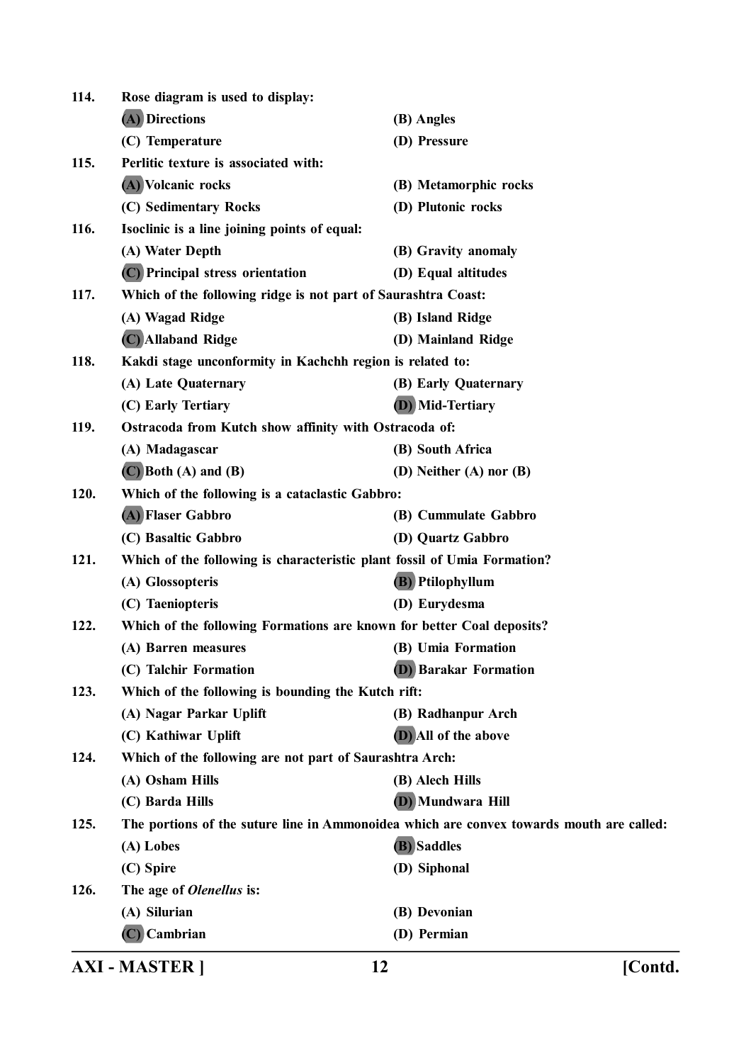**114. Rose diagram is used to display:**

**(A) Directions** **(B) Angles**

**(C) Temperature** **(D) Pressure**

**115. Perlitic texture is associated with:**

**(A) Volcanic rocks** **(B) Metamorphic rocks**

**(C) Sedimentary Rocks** **(D) Plutonic rocks**

**116. Isoclinic is a line joining points of equal:**

**(A) Water Depth** **(B) Gravity anomaly**

**(C) Principal stress orientation** **(D) Equal altitudes**

**117. Which of the following ridge is not part of Saurashtra Coast:**

**(A) Wagad Ridge** **(B) Island Ridge**

**(C) Allaband Ridge** **(D) Mainland Ridge**

**118. Kakdi stage unconformity in Kachchh region is related to:**

**(A) Late Quaternary** **(B) Early Quaternary**

**(C) Early Tertiary** **(D) Mid-Tertiary**

**119. Ostracoda from Kutch show affinity with Ostracoda of:**

**(A) Madagascar** **(B) South Africa**

**(C) Both (A) and (B)** **(D) Neither (A) nor (B)**

**120. Which of the following is a cataclastic Gabbro:**

**(A) Flaser Gabbro** **(B) Cummulate Gabbro**

**(C) Basaltic Gabbro** **(D) Quartz Gabbro**

**121. Which of the following is characteristic plant fossil of Umia Formation?**

**(A) Glossopteris** **(B) Ptilophyllum**

**(C) Taeniopteris** **(D) Eurydesma**

**122. Which of the following Formations are known for better Coal deposits?**

**(A) Barren measures** **(B) Umia Formation**

**(C) Talchir Formation** **(D) Barakar Formation**

**123. Which of the following is bounding the Kutch rift:**

**(A) Nagar Parkar Uplift** **(B) Radhanpur Arch**

**(C) Kathiwar Uplift** **(D) All of the above**

**124. Which of the following are not part of Saurashtra Arch:**

**(A) Osham Hills** **(B) Alech Hills**

**(C) Barda Hills** **(D) Mundwara Hill**

**125. The portions of the suture line in Ammonoidea which are convex towards mouth are called:**

**(A) Lobes** **(B) Saddles**

**(C) Spire** **(D) Siphonal**

**126. The age of *Olenellus* is:**

**(A) Silurian** **(B) Devonian**

**(C) Cambrian** **(D) Permian**

**AXI - MASTER ]** **[Contd.**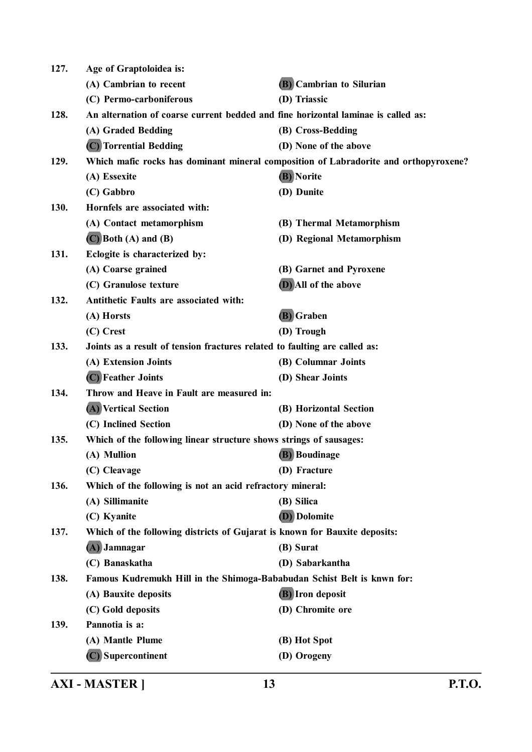**127. Age of Graptoloidea is:**

(A) Cambrian to recent

**(B) Cambrian to Silurian**

(C) Permo-carboniferous

(D) Triassic

**128. An alternation of coarse current bedded and fine horizontal laminae is called as:**

(A) Graded Bedding

(B) Cross-Bedding

**(C) Torrential Bedding**

(D) None of the above

**129. Which mafic rocks has dominant mineral composition of Labradorite and orthopyroxene?**

(A) Essexite

**(B) Norite**

(C) Gabbro

(D) Dunite

**130. Hornfels are associated with:**

(A) Contact metamorphism

(B) Thermal Metamorphism

**(C) Both (A) and (B)**

(D) Regional Metamorphism

**131. Eclogite is characterized by:**

(A) Coarse grained

(B) Garnet and Pyroxene

(C) Granulose texture

**(D) All of the above**

**132. Antithetic Faults are associated with:**

(A) Horsts

**(B) Graben**

(C) Crest

(D) Trough

**133. Joints as a result of tension fractures related to faulting are called as:**

(A) Extension Joints

(B) Columnar Joints

**(C) Feather Joints**

(D) Shear Joints

**134. Throw and Heave in Fault are measured in:**

**(A) Vertical Section**

(B) Horizontal Section

(C) Inclined Section

(D) None of the above

**135. Which of the following linear structure shows strings of sausages:**

(A) Mullion

**(B) Boudinage**

(C) Cleavage

(D) Fracture

**136. Which of the following is not an acid refractory mineral:**

(A) Sillimanite

(B) Silica

(C) Kyanite

**(D) Dolomite**

**137. Which of the following districts of Gujarat is known for Bauxite deposits:**

**(A) Jamnagar**

(B) Surat

(C) Banaskatha

(D) Sabarkantha

**138. Famous Kudremukh Hill in the Shimoga-Bababudan Schist Belt is knwn for:**

(A) Bauxite deposits

**(B) Iron deposit**

(C) Gold deposits

(D) Chromite ore

**139. Pannotia is a:**

(A) Mantle Plume

(B) Hot Spot

**(C) Supercontinent**

(D) Orogeny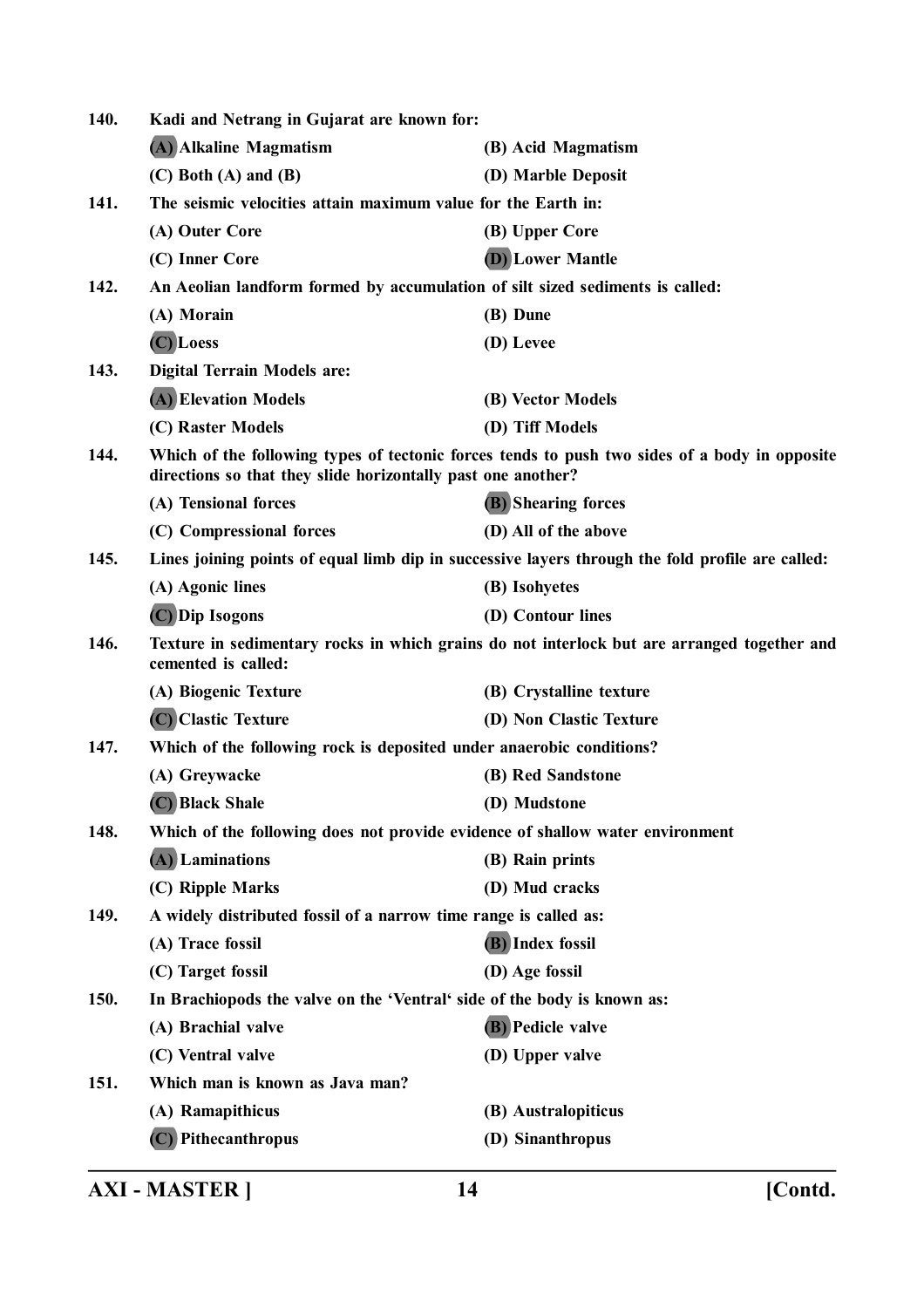140. **Kadi and Netrang in Gujarat are known for:**

(A) Alkaline Magmatism (B) Acid Magmatism

(C) Both (A) and (B) (D) Marble Deposit

141. **The seismic velocities attain maximum value for the Earth in:**

(A) Outer Core (B) Upper Core

(C) Inner Core (D) Lower Mantle

142. **An Aeolian landform formed by accumulation of silt sized sediments is called:**

(A) Morain (B) Dune

(C) Loess (D) Levee

143. **Digital Terrain Models are:**

(A) Elevation Models (B) Vector Models

(C) Raster Models (D) Tiff Models

144. **Which of the following types of tectonic forces tends to push two sides of a body in opposite directions so that they slide horizontally past one another?**

(A) Tensional forces (B) Shearing forces

(C) Compressional forces (D) All of the above

145. **Lines joining points of equal limb dip in successive layers through the fold profile are called:**

(A) Agonic lines (B) Isohyetes

(C) Dip Isogons (D) Contour lines

146. **Texture in sedimentary rocks in which grains do not interlock but are arranged together and cemented is called:**

(A) Biogenic Texture (B) Crystalline texture

(C) Clastic Texture (D) Non Clastic Texture

147. **Which of the following rock is deposited under anaerobic conditions?**

(A) Greywacke (B) Red Sandstone

(C) Black Shale (D) Mudstone

148. **Which of the following does not provide evidence of shallow water environment**

(A) Laminations (B) Rain prints

(C) Ripple Marks (D) Mud cracks

149. **A widely distributed fossil of a narrow time range is called as:**

(A) Trace fossil (B) Index fossil

(C) Target fossil (D) Age fossil

150. **In Brachiopods the valve on the 'Ventral' side of the body is known as:**

(A) Brachial valve (B) Pedicle valve

(C) Ventral valve (D) Upper valve

151. **Which man is known as Java man?**

(A) Ramapithicus (B) Australopiticus

(C) Pithecanthropus (D) Sinanthropus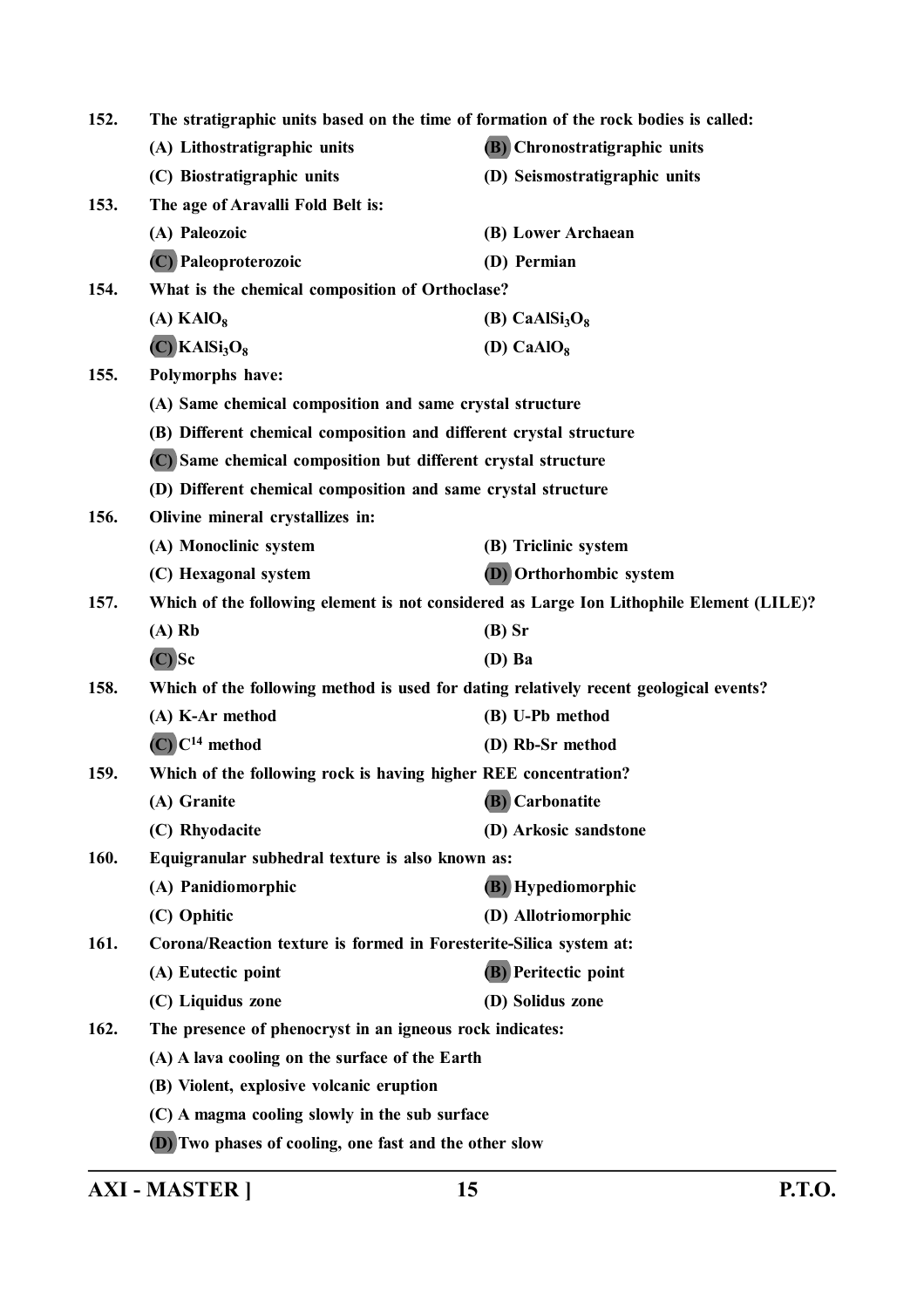152. The stratigraphic units based on the time of formation of the rock bodies is called:

(A) Lithostratigraphic units
(B) Chronostratigraphic units
(C) Biostratigraphic units
(D) Seismostratigraphic units

153. The age of Aravalli Fold Belt is:

(A) Paleozoic
(B) Lower Archaean
(C) Paleoproterozoic
(D) Permian

154. What is the chemical composition of Orthoclase?

(A) $KAlO_8$
(B) $CaAlSi_3O_8$
(C) $KAlSi_3O_8$
(D) $CaAlO_8$

155. Polymorphs have:

(A) Same chemical composition and same crystal structure
(B) Different chemical composition and different crystal structure
(C) Same chemical composition but different crystal structure
(D) Different chemical composition and same crystal structure

156. Olivine mineral crystallizes in:

(A) Monoclinic system
(B) Triclinic system
(C) Hexagonal system
(D) Orthorhombic system

157. Which of the following element is not considered as Large Ion Lithophile Element (LILE)?

(A) Rb
(B) Sr
(C) Sc
(D) Ba

158. Which of the following method is used for dating relatively recent geological events?

(A) K-Ar method
(B) U-Pb method
(C) $C^{14}$ method
(D) Rb-Sr method

159. Which of the following rock is having higher REE concentration?

(A) Granite
(B) Carbonatite
(C) Rhyodacite
(D) Arkosic sandstone

160. Equigranular subhedral texture is also known as:

(A) Panidiomorphic
(B) Hypediomorphic
(C) Ophitic
(D) Allotriomorphic

161. Corona/Reaction texture is formed in Foresterite-Silica system at:

(A) Eutectic point
(B) Peritectic point
(C) Liquidus zone
(D) Solidus zone

162. The presence of phenocryst in an igneous rock indicates:

(A) A lava cooling on the surface of the Earth
(B) Violent, explosive volcanic eruption
(C) A magma cooling slowly in the sub surface
(D) Two phases of cooling, one fast and the other slow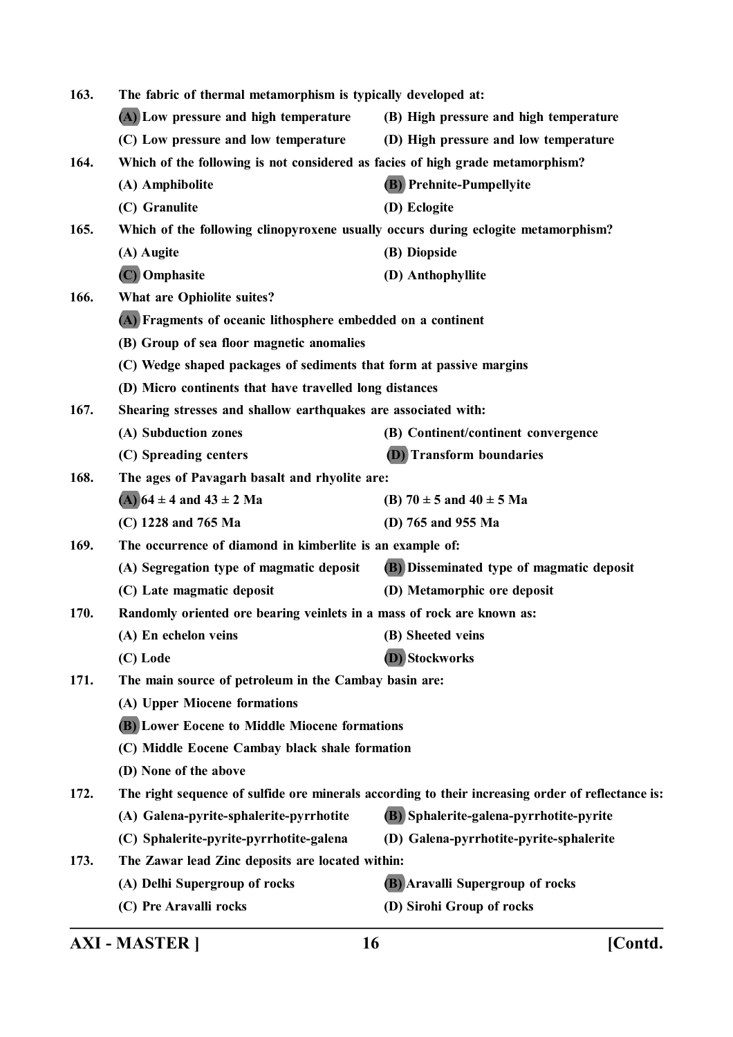163. The fabric of thermal metamorphism is typically developed at:

(A) Low pressure and high temperature (B) High pressure and high temperature

(C) Low pressure and low temperature (D) High pressure and low temperature

164. Which of the following is not considered as facies of high grade metamorphism?

(A) Amphibolite (B) Prehnite-Pumpellyite

(C) Granulite (D) Eclogite

165. Which of the following clinopyroxene usually occurs during eclogite metamorphism?

(A) Augite (B) Diopside

(C) Omphasite (D) Anthophyllite

166. What are Ophiolite suites?

(A) Fragments of oceanic lithosphere embedded on a continent

(B) Group of sea floor magnetic anomalies

(C) Wedge shaped packages of sediments that form at passive margins

(D) Micro continents that have travelled long distances

167. Shearing stresses and shallow earthquakes are associated with:

(A) Subduction zones (B) Continent/continent convergence

(C) Spreading centers (D) Transform boundaries

168. The ages of Pavagarh basalt and rhyolite are:

(A) 64 ± 4 and 43 ± 2 Ma (B) 70 ± 5 and 40 ± 5 Ma

(C) 1228 and 765 Ma (D) 765 and 955 Ma

169. The occurrence of diamond in kimberlite is an example of:

(A) Segregation type of magmatic deposit (B) Disseminated type of magmatic deposit

(C) Late magmatic deposit (D) Metamorphic ore deposit

170. Randomly oriented ore bearing veinlets in a mass of rock are known as:

(A) En echelon veins (B) Sheeted veins

(C) Lode (D) Stockworks

171. The main source of petroleum in the Cambay basin are:

(A) Upper Miocene formations

(B) Lower Eocene to Middle Miocene formations

(C) Middle Eocene Cambay black shale formation

(D) None of the above

172. The right sequence of sulfide ore minerals according to their increasing order of reflectance is:

(A) Galena-pyrite-sphalerite-pyrrhotite (B) Sphalerite-galena-pyrrhotite-pyrite

(C) Sphalerite-pyrite-pyrrhotite-galena (D) Galena-pyrrhotite-pyrite-sphalerite

173. The Zawar lead Zinc deposits are located within:

(A) Delhi Supergroup of rocks (B) Aravalli Supergroup of rocks

(C) Pre Aravalli rocks (D) Sirohi Group of rocks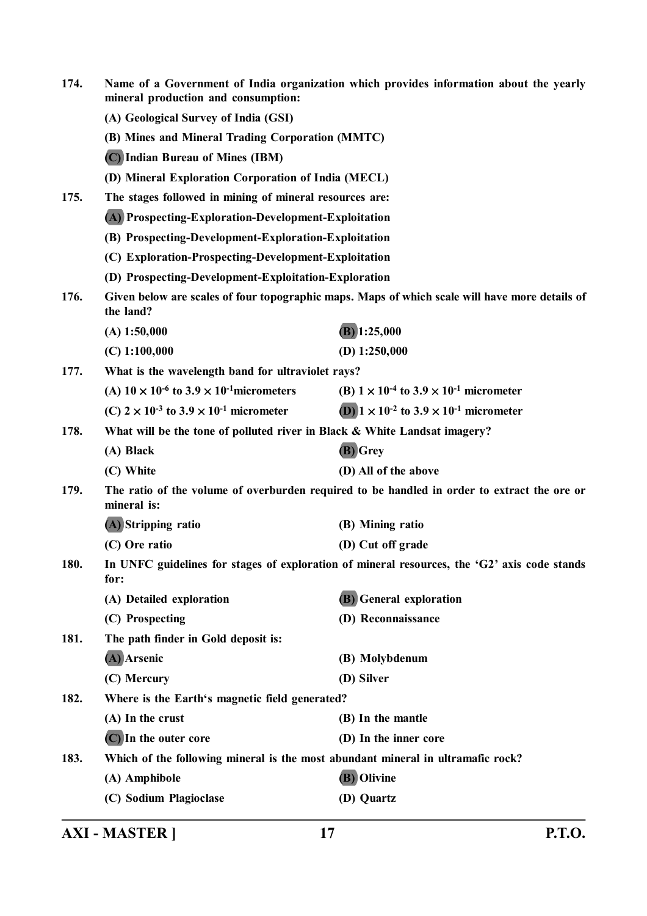**174. Name of a Government of India organization which provides information about the yearly mineral production and consumption:**

(A) Geological Survey of India (GSI)

(B) Mines and Mineral Trading Corporation (MMTC)

(C) Indian Bureau of Mines (IBM)

(D) Mineral Exploration Corporation of India (MECL)

**175. The stages followed in mining of mineral resources are:**

(A) Prospecting-Exploration-Development-Exploitation

(B) Prospecting-Development-Exploration-Exploitation

(C) Exploration-Prospecting-Development-Exploitation

(D) Prospecting-Development-Exploitation-Exploration

**176. Given below are scales of four topographic maps. Maps of which scale will have more details of the land?**

(A) 1:50,000

(B) 1:25,000

(C) 1:100,000

(D) 1:250,000

**177. What is the wavelength band for ultraviolet rays?**

(A) $10 \times 10^{-6}$ to $3.9 \times 10^{-1}$micrometers

(B) $1 \times 10^{-4}$ to $3.9 \times 10^{-1}$ micrometer

(C) $2 \times 10^{-3}$ to $3.9 \times 10^{-1}$ micrometer

(D) $1 \times 10^{-2}$ to $3.9 \times 10^{-1}$ micrometer

**178. What will be the tone of polluted river in Black & White Landsat imagery?**

(A) Black

(B) Grey

(C) White

(D) All of the above

**179. The ratio of the volume of overburden required to be handled in order to extract the ore or mineral is:**

(A) Stripping ratio

(B) Mining ratio

(C) Ore ratio

(D) Cut off grade

**180. In UNFC guidelines for stages of exploration of mineral resources, the 'G2' axis code stands for:**

(A) Detailed exploration

(B) General exploration

(C) Prospecting

(D) Reconnaissance

**181. The path finder in Gold deposit is:**

(A) Arsenic

(B) Molybdenum

(C) Mercury

(D) Silver

**182. Where is the Earth's magnetic field generated?**

(A) In the crust

(B) In the mantle

(C) In the outer core

(D) In the inner core

**183. Which of the following mineral is the most abundant mineral in ultramafic rock?**

(A) Amphibole

(B) Olivine

(C) Sodium Plagioclase

(D) Quartz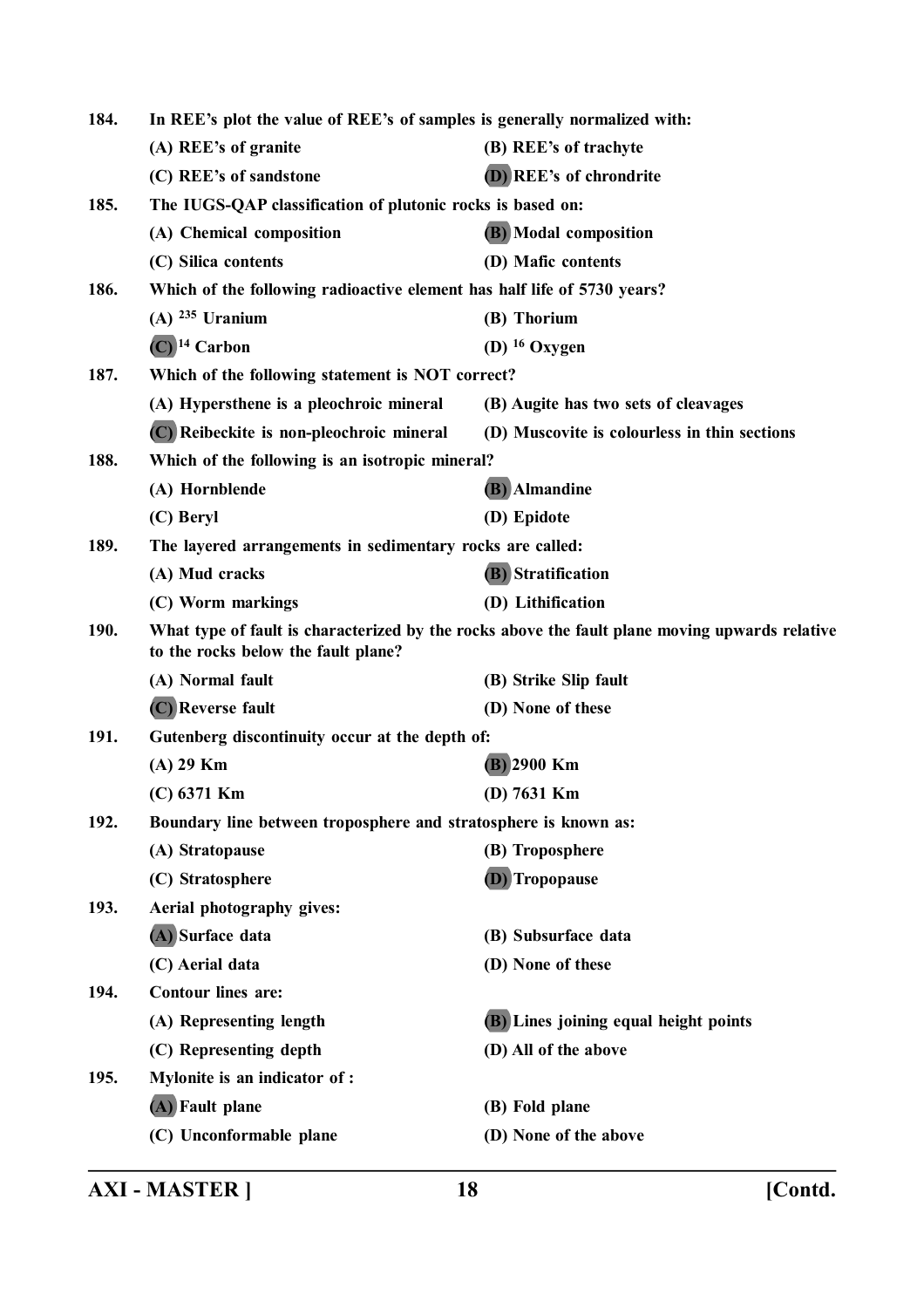**184. In REE's plot the value of REE's of samples is generally normalized with:**

(A) REE's of granite
(B) REE's of trachyte
(C) REE's of sandstone
**(D)** REE's of chrondrite

**185. The IUGS-QAP classification of plutonic rocks is based on:**

(A) Chemical composition
**(B)** Modal composition
(C) Silica contents
(D) Mafic contents

**186. Which of the following radioactive element has half life of 5730 years?**

(A) $^{235}$ Uranium
(B) Thorium
**(C)** $^{14}$ Carbon
(D) $^{16}$ Oxygen

**187. Which of the following statement is NOT correct?**

(A) Hypersthene is a pleochroic mineral
(B) Augite has two sets of cleavages
**(C)** Reibeckite is non-pleochroic mineral
(D) Muscovite is colourless in thin sections

**188. Which of the following is an isotropic mineral?**

(A) Hornblende
**(B)** Almandine
(C) Beryl
(D) Epidote

**189. The layered arrangements in sedimentary rocks are called:**

(A) Mud cracks
**(B)** Stratification
(C) Worm markings
(D) Lithification

**190. What type of fault is characterized by the rocks above the fault plane moving upwards relative to the rocks below the fault plane?**

(A) Normal fault
(B) Strike Slip fault
**(C)** Reverse fault
(D) None of these

**191. Gutenberg discontinuity occur at the depth of:**

(A) 29 Km
**(B)** 2900 Km
(C) 6371 Km
(D) 7631 Km

**192. Boundary line between troposphere and stratosphere is known as:**

(A) Stratopause
(B) Troposphere
(C) Stratosphere
**(D)** Tropopause

**193. Aerial photography gives:**

**(A)** Surface data
(B) Subsurface data
(C) Aerial data
(D) None of these

**194. Contour lines are:**

(A) Representing length
**(B)** Lines joining equal height points
(C) Representing depth
(D) All of the above

**195. Mylonite is an indicator of :**

**(A)** Fault plane
(B) Fold plane
(C) Unconformable plane
(D) None of the above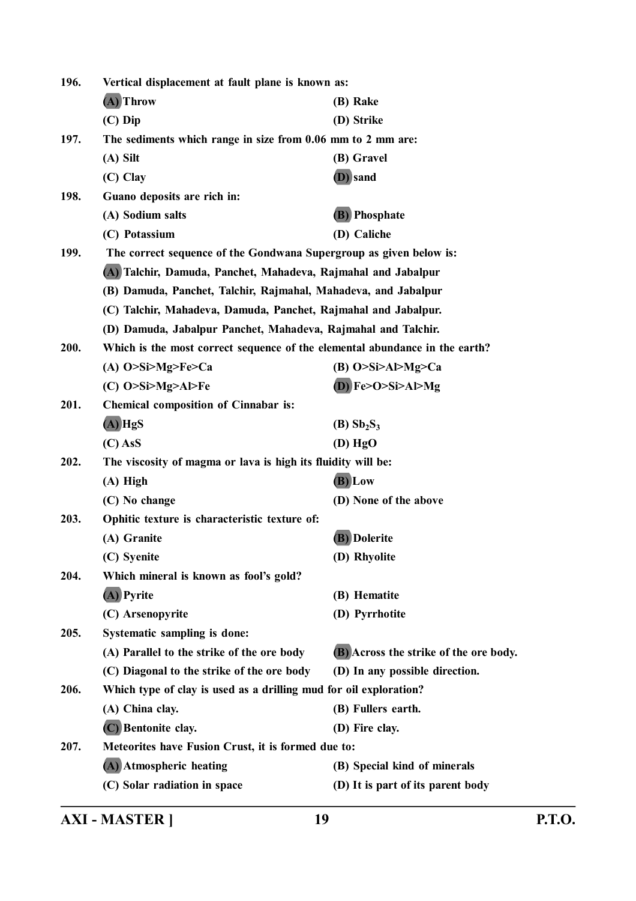196. Vertical displacement at fault plane is known as:

(A) Throw
(B) Rake
(C) Dip
(D) Strike

197. The sediments which range in size from 0.06 mm to 2 mm are:

(A) Silt
(B) Gravel
(C) Clay
(D) sand

198. Guano deposits are rich in:

(A) Sodium salts
(B) Phosphate
(C) Potassium
(D) Caliche

199. The correct sequence of the Gondwana Supergroup as given below is:

(A) Talchir, Damuda, Panchet, Mahadeva, Rajmahal and Jabalpur
(B) Damuda, Panchet, Talchir, Rajmahal, Mahadeva, and Jabalpur
(C) Talchir, Mahadeva, Damuda, Panchet, Rajmahal and Jabalpur.
(D) Damuda, Jabalpur Panchet, Mahadeva, Rajmahal and Talchir.

200. Which is the most correct sequence of the elemental abundance in the earth?

(A) O>Si>Mg>Fe>Ca
(B) O>Si>Al>Mg>Ca
(C) O>Si>Mg>Al>Fe
(D) Fe>O>Si>Al>Mg

201. Chemical composition of Cinnabar is:

(A) HgS
(B) $Sb_2S_3$
(C) AsS
(D) HgO

202. The viscosity of magma or lava is high its fluidity will be:

(A) High
(B) Low
(C) No change
(D) None of the above

203. Ophitic texture is characteristic texture of:

(A) Granite
(B) Dolerite
(C) Syenite
(D) Rhyolite

204. Which mineral is known as fool's gold?

(A) Pyrite
(B) Hematite
(C) Arsenopyrite
(D) Pyrrhotite

205. Systematic sampling is done:

(A) Parallel to the strike of the ore body
(B) Across the strike of the ore body.
(C) Diagonal to the strike of the ore body
(D) In any possible direction.

206. Which type of clay is used as a drilling mud for oil exploration?

(A) China clay.
(B) Fullers earth.
(C) Bentonite clay.
(D) Fire clay.

207. Meteorites have Fusion Crust, it is formed due to:

(A) Atmospheric heating
(B) Special kind of minerals
(C) Solar radiation in space
(D) It is part of its parent body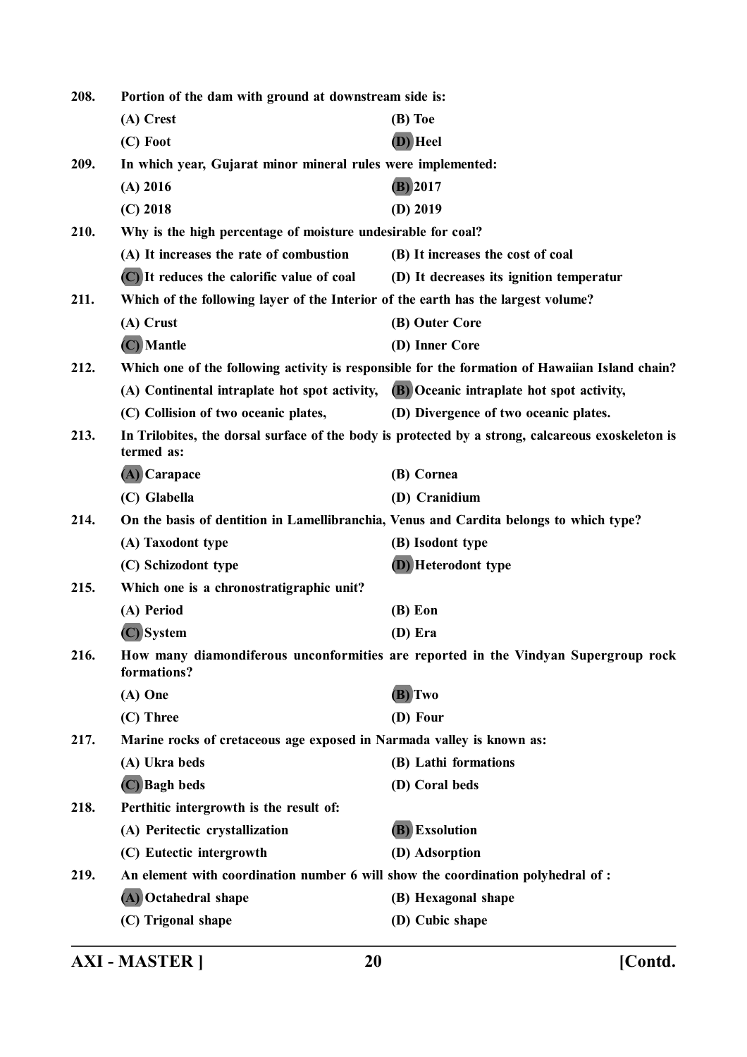208. Portion of the dam with ground at downstream side is:

(A) Crest
(B) Toe
(C) Foot
(D) Heel

209. In which year, Gujarat minor mineral rules were implemented:

(A) 2016
(B) 2017
(C) 2018
(D) 2019

210. Why is the high percentage of moisture undesirable for coal?

(A) It increases the rate of combustion
(B) It increases the cost of coal
(C) It reduces the calorific value of coal
(D) It decreases its ignition temperatur

211. Which of the following layer of the Interior of the earth has the largest volume?

(A) Crust
(B) Outer Core
(C) Mantle
(D) Inner Core

212. Which one of the following activity is responsible for the formation of Hawaiian Island chain?

(A) Continental intraplate hot spot activity,
(B) Oceanic intraplate hot spot activity,
(C) Collision of two oceanic plates,
(D) Divergence of two oceanic plates.

213. In Trilobites, the dorsal surface of the body is protected by a strong, calcareous exoskeleton is termed as:

(A) Carapace
(B) Cornea
(C) Glabella
(D) Cranidium

214. On the basis of dentition in Lamellibranchia, Venus and Cardita belongs to which type?

(A) Taxodont type
(B) Isodont type
(C) Schizodont type
(D) Heterodont type

215. Which one is a chronostratigraphic unit?

(A) Period
(B) Eon
(C) System
(D) Era

216. How many diamondiferous unconformities are reported in the Vindyan Supergroup rock formations?

(A) One
(B) Two
(C) Three
(D) Four

217. Marine rocks of cretaceous age exposed in Narmada valley is known as:

(A) Ukra beds
(B) Lathi formations
(C) Bagh beds
(D) Coral beds

218. Perthitic intergrowth is the result of:

(A) Peritectic crystallization
(B) Exsolution
(C) Eutectic intergrowth
(D) Adsorption

219. An element with coordination number 6 will show the coordination polyhedral of :

(A) Octahedral shape
(B) Hexagonal shape
(C) Trigonal shape
(D) Cubic shape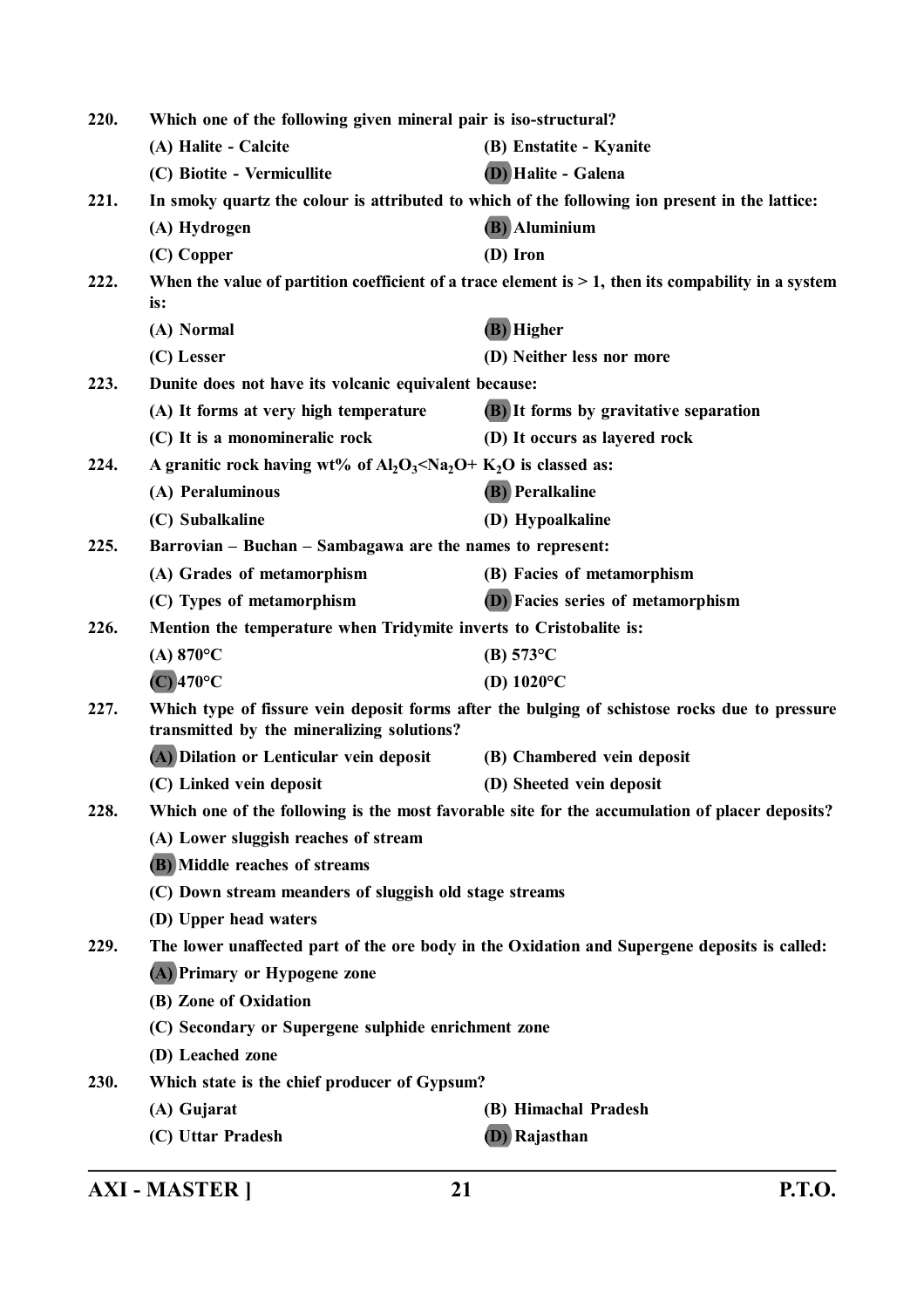**220. Which one of the following given mineral pair is iso-structural?**

(A) Halite - Calcite

(B) Enstatite - Kyanite

(C) Biotite - Vermicullite

(D) Halite - Galena

**221. In smoky quartz the colour is attributed to which of the following ion present in the lattice:**

(A) Hydrogen

(B) Aluminium

(C) Copper

(D) Iron

**222. When the value of partition coefficient of a trace element is > 1, then its compability in a system is:**

(A) Normal

(B) Higher

(C) Lesser

(D) Neither less nor more

**223. Dunite does not have its volcanic equivalent because:**

(A) It forms at very high temperature

(B) It forms by gravitative separation

(C) It is a monomineralic rock

(D) It occurs as layered rock

**224. A granitic rock having wt% of $Al_2O_3$<$Na_2O$+ $K_2O$ is classed as:**

(A) Peraluminous

(B) Peralkaline

(C) Subalkaline

(D) Hypoalkaline

**225. Barrovian – Buchan – Sambagawa are the names to represent:**

(A) Grades of metamorphism

(B) Facies of metamorphism

(C) Types of metamorphism

(D) Facies series of metamorphism

**226. Mention the temperature when Tridymite inverts to Cristobalite is:**

(A) 870°C

(B) 573°C

(C) 470°C

(D) 1020°C

**227. Which type of fissure vein deposit forms after the bulging of schistose rocks due to pressure transmitted by the mineralizing solutions?**

(A) Dilation or Lenticular vein deposit

(B) Chambered vein deposit

(C) Linked vein deposit

(D) Sheeted vein deposit

**228. Which one of the following is the most favorable site for the accumulation of placer deposits?**

(A) Lower sluggish reaches of stream

(B) Middle reaches of streams

(C) Down stream meanders of sluggish old stage streams

(D) Upper head waters

**229. The lower unaffected part of the ore body in the Oxidation and Supergene deposits is called:**

(A) Primary or Hypogene zone

(B) Zone of Oxidation

(C) Secondary or Supergene sulphide enrichment zone

(D) Leached zone

**230. Which state is the chief producer of Gypsum?**

(A) Gujarat

(B) Himachal Pradesh

(C) Uttar Pradesh

(D) Rajasthan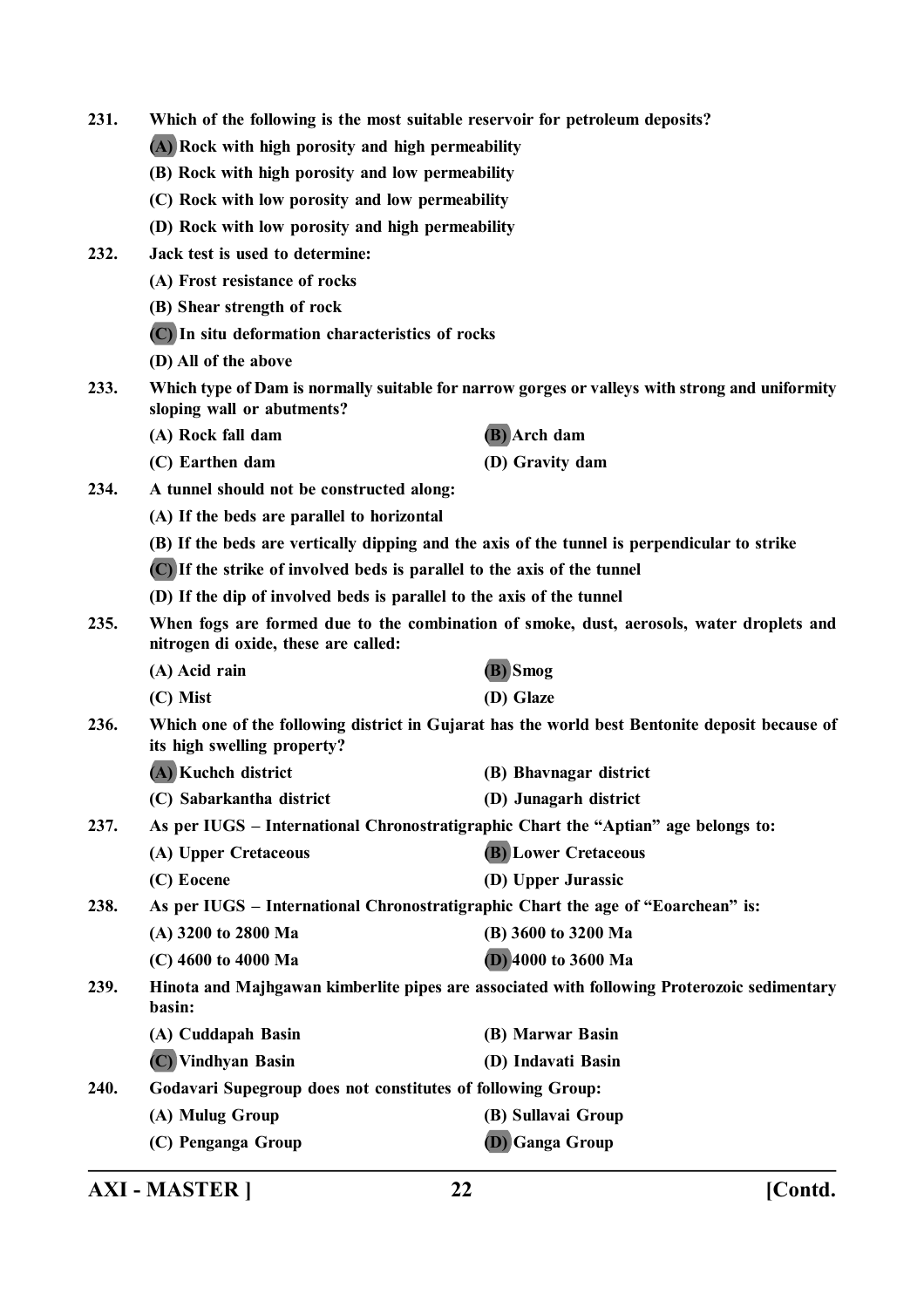**231. Which of the following is the most suitable reservoir for petroleum deposits?**

**(A) Rock with high porosity and high permeability**

**(B) Rock with high porosity and low permeability**

**(C) Rock with low porosity and low permeability**

**(D) Rock with low porosity and high permeability**

**232. Jack test is used to determine:**

**(A) Frost resistance of rocks**

**(B) Shear strength of rock**

**(C) In situ deformation characteristics of rocks**

**(D) All of the above**

**233. Which type of Dam is normally suitable for narrow gorges or valleys with strong and uniformity sloping wall or abutments?**

**(A) Rock fall dam**

**(B) Arch dam**

**(C) Earthen dam**

**(D) Gravity dam**

**234. A tunnel should not be constructed along:**

**(A) If the beds are parallel to horizontal**

**(B) If the beds are vertically dipping and the axis of the tunnel is perpendicular to strike**

**(C) If the strike of involved beds is parallel to the axis of the tunnel**

**(D) If the dip of involved beds is parallel to the axis of the tunnel**

**235. When fogs are formed due to the combination of smoke, dust, aerosols, water droplets and nitrogen di oxide, these are called:**

**(A) Acid rain**

**(B) Smog**

**(C) Mist**

**(D) Glaze**

**236. Which one of the following district in Gujarat has the world best Bentonite deposit because of its high swelling property?**

**(A) Kuchch district**

**(B) Bhavnagar district**

**(C) Sabarkantha district**

**(D) Junagarh district**

**237. As per IUGS – International Chronostratigraphic Chart the "Aptian" age belongs to:**

**(A) Upper Cretaceous**

**(B) Lower Cretaceous**

**(C) Eocene**

**(D) Upper Jurassic**

**238. As per IUGS – International Chronostratigraphic Chart the age of "Eoarchean" is:**

**(A) 3200 to 2800 Ma**

**(B) 3600 to 3200 Ma**

**(C) 4600 to 4000 Ma**

**(D) 4000 to 3600 Ma**

**239. Hinota and Majhgawan kimberlite pipes are associated with following Proterozoic sedimentary basin:**

**(A) Cuddapah Basin**

**(B) Marwar Basin**

**(C) Vindhyan Basin**

**(D) Indavati Basin**

**240. Godavari Supegroup does not constitutes of following Group:**

**(A) Mulug Group**

**(B) Sullavai Group**

**(C) Penganga Group**

**(D) Ganga Group**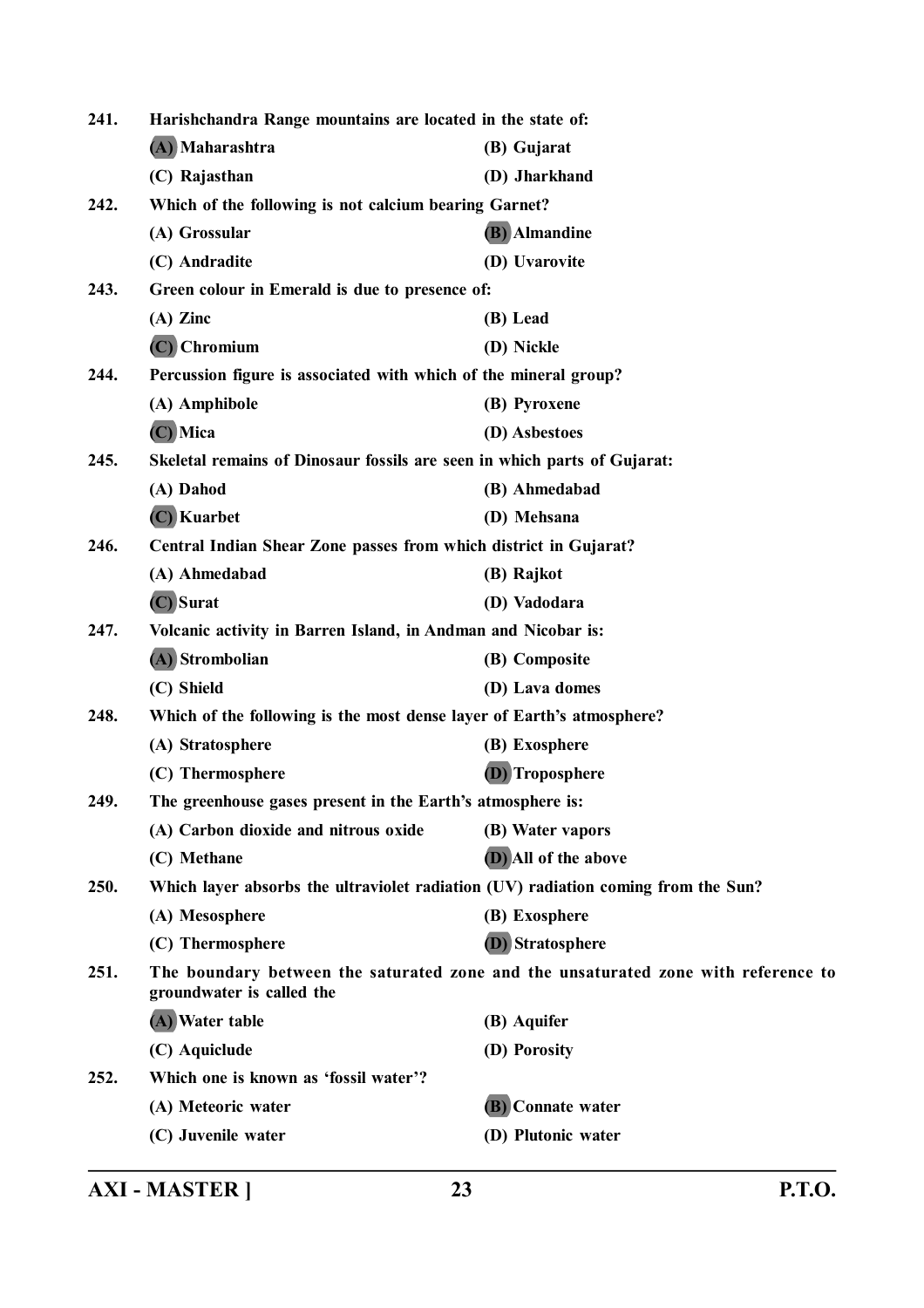**241. Harishchandra Range mountains are located in the state of:**

**(A) Maharashtra** | **(B) Gujarat**

**(C) Rajasthan** | **(D) Jharkhand**

**242. Which of the following is not calcium bearing Garnet?**

**(A) Grossular** | **(B) Almandine**

**(C) Andradite** | **(D) Uvarovite**

**243. Green colour in Emerald is due to presence of:**

**(A) Zinc** | **(B) Lead**

**(C) Chromium** | **(D) Nickle**

**244. Percussion figure is associated with which of the mineral group?**

**(A) Amphibole** | **(B) Pyroxene**

**(C) Mica** | **(D) Asbestoes**

**245. Skeletal remains of Dinosaur fossils are seen in which parts of Gujarat:**

**(A) Dahod** | **(B) Ahmedabad**

**(C) Kuarbet** | **(D) Mehsana**

**246. Central Indian Shear Zone passes from which district in Gujarat?**

**(A) Ahmedabad** | **(B) Rajkot**

**(C) Surat** | **(D) Vadodara**

**247. Volcanic activity in Barren Island, in Andman and Nicobar is:**

**(A) Strombolian** | **(B) Composite**

**(C) Shield** | **(D) Lava domes**

**248. Which of the following is the most dense layer of Earth's atmosphere?**

**(A) Stratosphere** | **(B) Exosphere**

**(C) Thermosphere** | **(D) Troposphere**

**249. The greenhouse gases present in the Earth's atmosphere is:**

**(A) Carbon dioxide and nitrous oxide** | **(B) Water vapors**

**(C) Methane** | **(D) All of the above**

**250. Which layer absorbs the ultraviolet radiation (UV) radiation coming from the Sun?**

**(A) Mesosphere** | **(B) Exosphere**

**(C) Thermosphere** | **(D) Stratosphere**

**251. The boundary between the saturated zone and the unsaturated zone with reference to groundwater is called the**

**(A) Water table** | **(B) Aquifer**

**(C) Aquiclude** | **(D) Porosity**

**252. Which one is known as 'fossil water'?**

**(A) Meteoric water** | **(B) Connate water**

**(C) Juvenile water** | **(D) Plutonic water**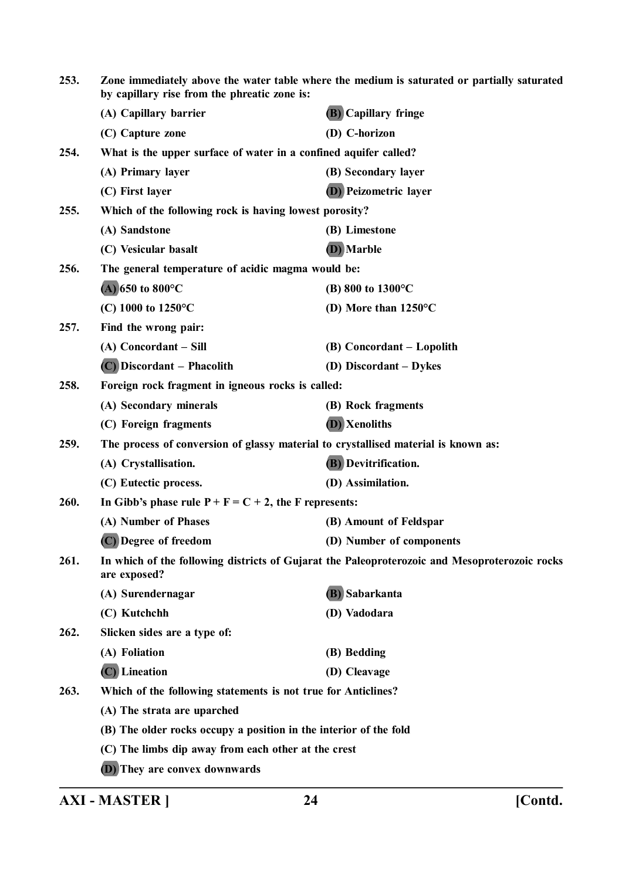253. **Zone immediately above the water table where the medium is saturated or partially saturated by capillary rise from the phreatic zone is:**

(A) Capillary barrier  
**(B) Capillary fringe**  
(C) Capture zone  
(D) C-horizon

254. **What is the upper surface of water in a confined aquifer called?**

(A) Primary layer  
(B) Secondary layer  
(C) First layer  
**(D) Peizometric layer**

255. **Which of the following rock is having lowest porosity?**

(A) Sandstone  
(B) Limestone  
(C) Vesicular basalt  
**(D) Marble**

256. **The general temperature of acidic magma would be:**

**(A) 650 to 800°C**  
(B) 800 to 1300°C  
(C) 1000 to 1250°C  
(D) More than 1250°C

257. **Find the wrong pair:**

(A) Concordant – Sill  
(B) Concordant – Lopolith  
**(C) Discordant – Phacolith**  
(D) Discordant – Dykes

258. **Foreign rock fragment in igneous rocks is called:**

(A) Secondary minerals  
(B) Rock fragments  
(C) Foreign fragments  
**(D) Xenoliths**

259. **The process of conversion of glassy material to crystallised material is known as:**

(A) Crystallisation.  
**(B) Devitrification.**  
(C) Eutectic process.  
(D) Assimilation.

260. **In Gibb's phase rule $P + F = C + 2$, the F represents:**

(A) Number of Phases  
(B) Amount of Feldspar  
**(C) Degree of freedom**  
(D) Number of components

261. **In which of the following districts of Gujarat the Paleoproterozoic and Mesoproterozoic rocks are exposed?**

(A) Surendernagar  
**(B) Sabarkanta**  
(C) Kutchchh  
(D) Vadodara

262. **Slicken sides are a type of:**

(A) Foliation  
(B) Bedding  
**(C) Lineation**  
(D) Cleavage

263. **Which of the following statements is not true for Anticlines?**

(A) The strata are uparched  
(B) The older rocks occupy a position in the interior of the fold  
(C) The limbs dip away from each other at the crest  
**(D) They are convex downwards**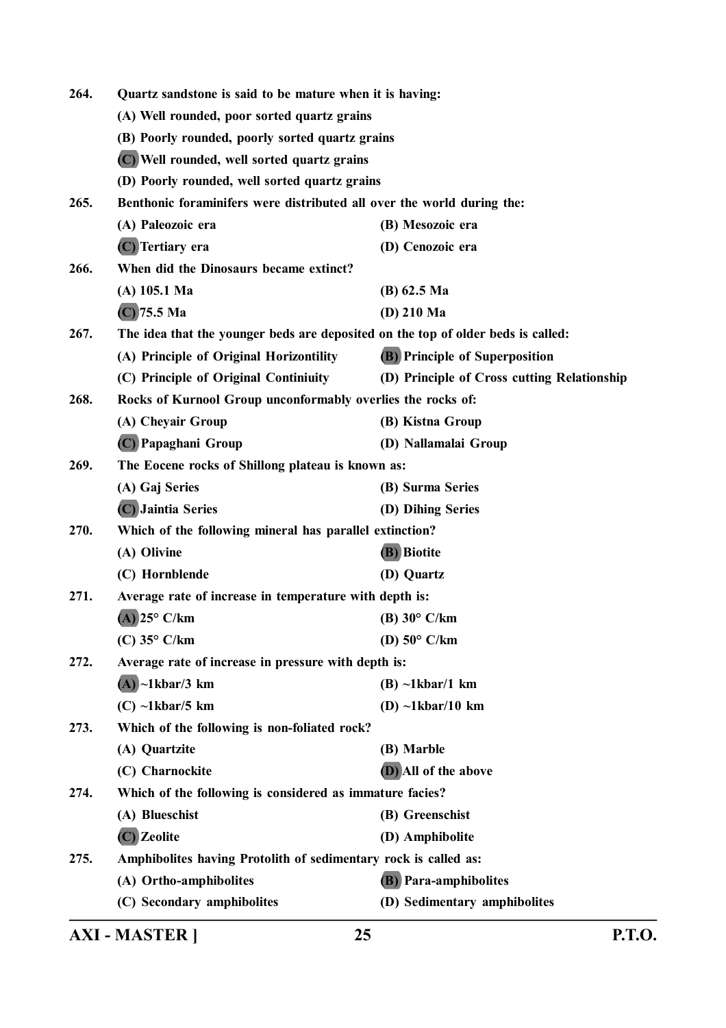264. Quartz sandstone is said to be mature when it is having:

(A) Well rounded, poor sorted quartz grains

(B) Poorly rounded, poorly sorted quartz grains

(C) Well rounded, well sorted quartz grains

(D) Poorly rounded, well sorted quartz grains

265. Benthonic foraminifers were distributed all over the world during the:

(A) Paleozoic era | (B) Mesozoic era

(C) Tertiary era | (D) Cenozoic era

266. When did the Dinosaurs became extinct?

(A) 105.1 Ma | (B) 62.5 Ma

(C) 75.5 Ma | (D) 210 Ma

267. The idea that the younger beds are deposited on the top of older beds is called:

(A) Principle of Original Horizontility | (B) Principle of Superposition

(C) Principle of Original Continiuity | (D) Principle of Cross cutting Relationship

268. Rocks of Kurnool Group unconformably overlies the rocks of:

(A) Cheyair Group | (B) Kistna Group

(C) Papaghani Group | (D) Nallamalai Group

269. The Eocene rocks of Shillong plateau is known as:

(A) Gaj Series | (B) Surma Series

(C) Jaintia Series | (D) Dihing Series

270. Which of the following mineral has parallel extinction?

(A) Olivine | (B) Biotite

(C) Hornblende | (D) Quartz

271. Average rate of increase in temperature with depth is:

(A) 25° C/km | (B) 30° C/km

(C) 35° C/km | (D) 50° C/km

272. Average rate of increase in pressure with depth is:

(A) ~1kbar/3 km | (B) ~1kbar/1 km

(C) ~1kbar/5 km | (D) ~1kbar/10 km

273. Which of the following is non-foliated rock?

(A) Quartzite | (B) Marble

(C) Charnockite | (D) All of the above

274. Which of the following is considered as immature facies?

(A) Blueschist | (B) Greenschist

(C) Zeolite | (D) Amphibolite

275. Amphibolites having Protolith of sedimentary rock is called as:

(A) Ortho-amphibolites | (B) Para-amphibolites

(C) Secondary amphibolites | (D) Sedimentary amphibolites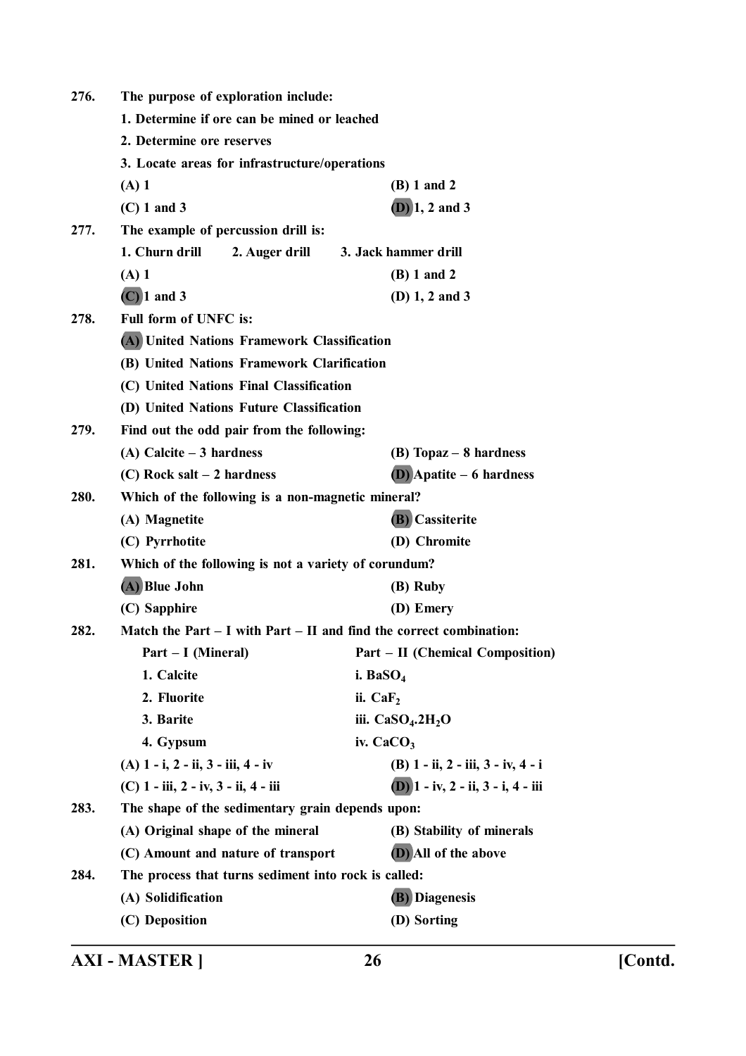**276.** **The purpose of exploration include:**

**1. Determine if ore can be mined or leached**

**2. Determine ore reserves**

**3. Locate areas for infrastructure/operations**

**(A) 1** **(B) 1 and 2**

**(C) 1 and 3** **(D) 1, 2 and 3**

**277.** **The example of percussion drill is:**

**1. Churn drill** **2. Auger drill** **3. Jack hammer drill**

**(A) 1** **(B) 1 and 2**

**(C) 1 and 3** **(D) 1, 2 and 3**

**278.** **Full form of UNFC is:**

**(A) United Nations Framework Classification**

**(B) United Nations Framework Clarification**

**(C) United Nations Final Classification**

**(D) United Nations Future Classification**

**279.** **Find out the odd pair from the following:**

**(A) Calcite – 3 hardness** **(B) Topaz – 8 hardness**

**(C) Rock salt – 2 hardness** **(D) Apatite – 6 hardness**

**280.** **Which of the following is a non-magnetic mineral?**

**(A) Magnetite** **(B) Cassiterite**

**(C) Pyrrhotite** **(D) Chromite**

**281.** **Which of the following is not a variety of corundum?**

**(A) Blue John** **(B) Ruby**

**(C) Sapphire** **(D) Emery**

**282.** **Match the Part – I with Part – II and find the correct combination:**

| Part – I (Mineral) | Part – II (Chemical Composition) |
|---|---|
| 1. Calcite | i. $BaSO_4$ |
| 2. Fluorite | ii. $CaF_2$ |
| 3. Barite | iii. $CaSO_4.2H_2O$ |
| 4. Gypsum | iv. $CaCO_3$ |

**(A) 1 - i, 2 - ii, 3 - iii, 4 - iv** **(B) 1 - ii, 2 - iii, 3 - iv, 4 - i**

**(C) 1 - iii, 2 - iv, 3 - ii, 4 - iii** **(D) 1 - iv, 2 - ii, 3 - i, 4 - iii**

**283.** **The shape of the sedimentary grain depends upon:**

**(A) Original shape of the mineral** **(B) Stability of minerals**

**(C) Amount and nature of transport** **(D) All of the above**

**284.** **The process that turns sediment into rock is called:**

**(A) Solidification** **(B) Diagenesis**

**(C) Deposition** **(D) Sorting**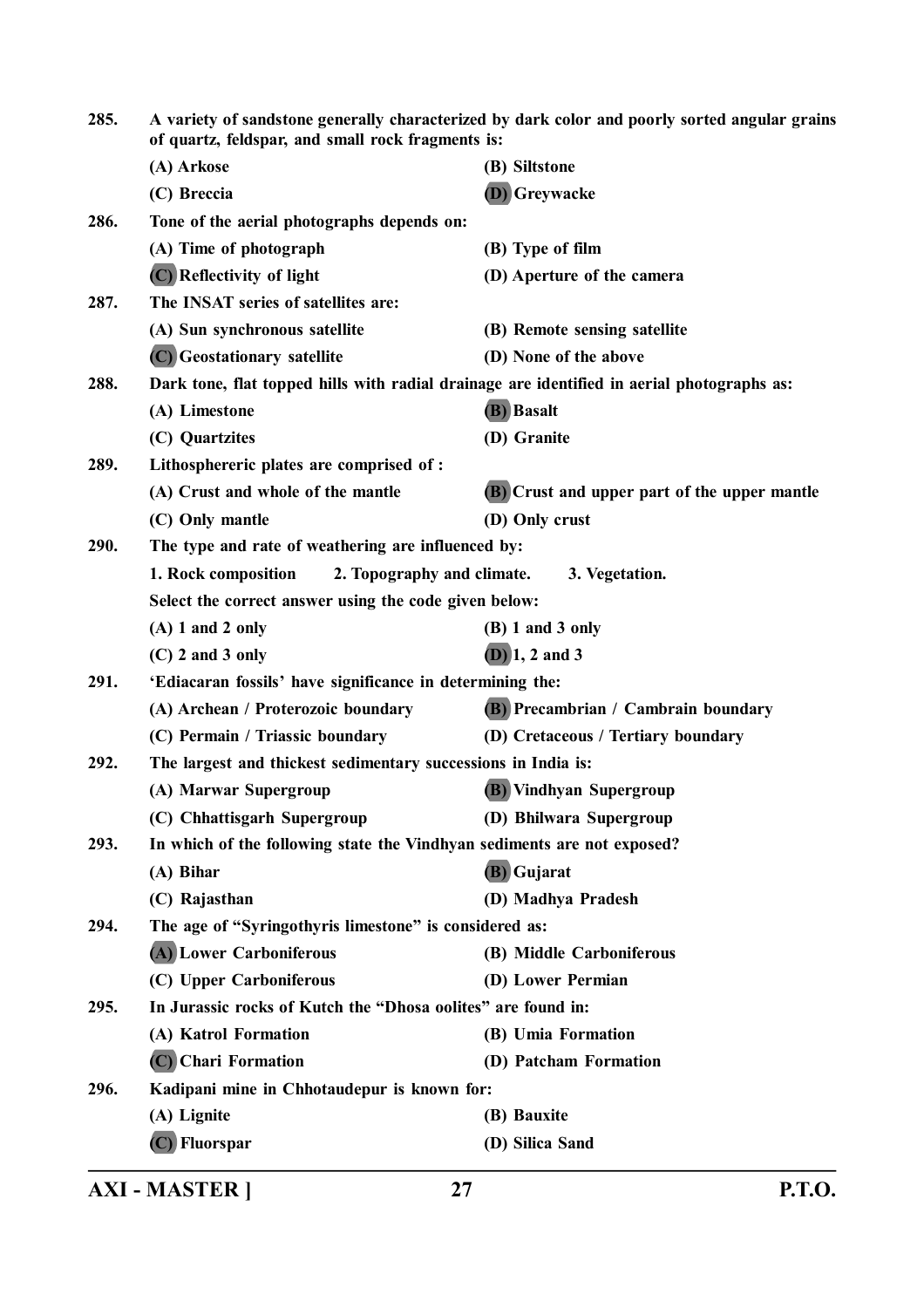285. A variety of sandstone generally characterized by dark color and poorly sorted angular grains of quartz, feldspar, and small rock fragments is:

(A) Arkose
(B) Siltstone
(C) Breccia
**(D) Greywacke**

286. Tone of the aerial photographs depends on:

(A) Time of photograph
(B) Type of film
**(C) Reflectivity of light**
(D) Aperture of the camera

287. The INSAT series of satellites are:

(A) Sun synchronous satellite
(B) Remote sensing satellite
**(C) Geostationary satellite**
(D) None of the above

288. Dark tone, flat topped hills with radial drainage are identified in aerial photographs as:

(A) Limestone
**(B) Basalt**
(C) Quartzites
(D) Granite

289. Lithosphereric plates are comprised of :

(A) Crust and whole of the mantle
**(B) Crust and upper part of the upper mantle**
(C) Only mantle
(D) Only crust

290. The type and rate of weathering are influenced by:

1. Rock composition 2. Topography and climate. 3. Vegetation.

Select the correct answer using the code given below:

(A) 1 and 2 only
(B) 1 and 3 only
(C) 2 and 3 only
**(D) 1, 2 and 3**

291. 'Ediacaran fossils' have significance in determining the:

(A) Archean / Proterozoic boundary
**(B) Precambrian / Cambrain boundary**
(C) Permain / Triassic boundary
(D) Cretaceous / Tertiary boundary

292. The largest and thickest sedimentary successions in India is:

(A) Marwar Supergroup
**(B) Vindhyan Supergroup**
(C) Chhattisgarh Supergroup
(D) Bhilwara Supergroup

293. In which of the following state the Vindhyan sediments are not exposed?

(A) Bihar
**(B) Gujarat**
(C) Rajasthan
(D) Madhya Pradesh

294. The age of "Syringothyris limestone" is considered as:

**(A) Lower Carboniferous**
(B) Middle Carboniferous
(C) Upper Carboniferous
(D) Lower Permian

295. In Jurassic rocks of Kutch the "Dhosa oolites" are found in:

(A) Katrol Formation
(B) Umia Formation
**(C) Chari Formation**
(D) Patcham Formation

296. Kadipani mine in Chhotaudepur is known for:

(A) Lignite
(B) Bauxite
**(C) Fluorspar**
(D) Silica Sand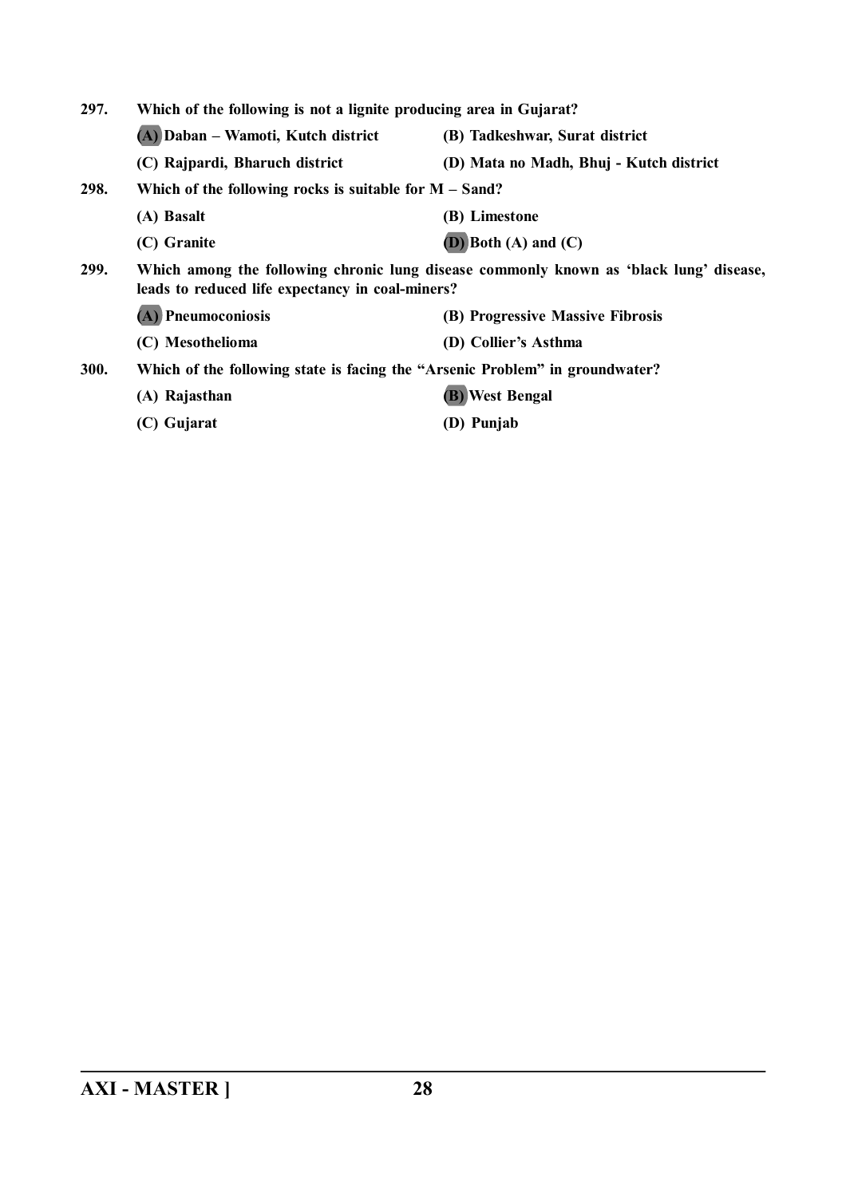**297. Which of the following is not a lignite producing area in Gujarat?**

(A) Daban – Wamoti, Kutch district

(B) Tadkeshwar, Surat district

(C) Rajpardi, Bharuch district

(D) Mata no Madh, Bhuj - Kutch district

**298. Which of the following rocks is suitable for M – Sand?**

(A) Basalt

(B) Limestone

(C) Granite

(D) Both (A) and (C)

**299. Which among the following chronic lung disease commonly known as 'black lung' disease, leads to reduced life expectancy in coal-miners?**

(A) Pneumoconiosis

(B) Progressive Massive Fibrosis

(C) Mesothelioma

(D) Collier's Asthma

**300. Which of the following state is facing the "Arsenic Problem" in groundwater?**

(A) Rajasthan

(B) West Bengal

(C) Gujarat

(D) Punjab